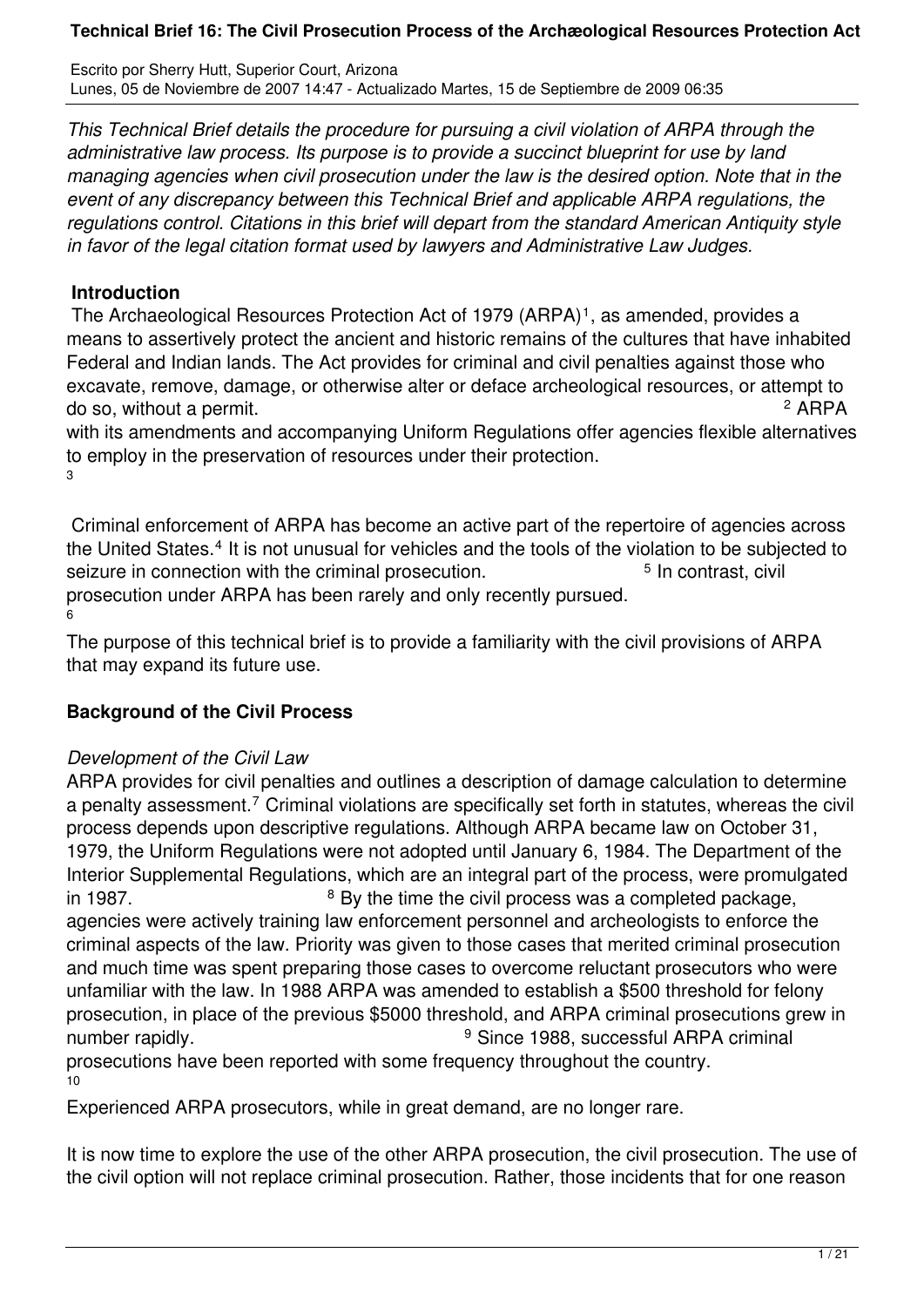# Technical Brief 16: The Civil Prosecution Process of the Archæological Resources Protection Act

Escrito por Sherry Hutt, Superior Court, Arizona
Lunes, 05 de Noviembre de 2007 14:47 - Actualizado Martes, 15 de Septiembre de 2009 06:35

*This Technical Brief details the procedure for pursuing a civil violation of ARPA through the administrative law process. Its purpose is to provide a succinct blueprint for use by land managing agencies when civil prosecution under the law is the desired option. Note that in the event of any discrepancy between this Technical Brief and applicable ARPA regulations, the regulations control. Citations in this brief will depart from the standard American Antiquity style in favor of the legal citation format used by lawyers and Administrative Law Judges.*

## Introduction

The Archaeological Resources Protection Act of 1979 (ARPA)[1], as amended, provides a means to assertively protect the ancient and historic remains of the cultures that have inhabited Federal and Indian lands. The Act provides for criminal and civil penalties against those who excavate, remove, damage, or otherwise alter or deface archeological resources, or attempt to do so, without a permit.[2] ARPA with its amendments and accompanying Uniform Regulations offer agencies flexible alternatives to employ in the preservation of resources under their protection.[3]

Criminal enforcement of ARPA has become an active part of the repertoire of agencies across the United States.[4] It is not unusual for vehicles and the tools of the violation to be subjected to seizure in connection with the criminal prosecution.[5] In contrast, civil prosecution under ARPA has been rarely and only recently pursued.[6]

The purpose of this technical brief is to provide a familiarity with the civil provisions of ARPA that may expand its future use.

## Background of the Civil Process

### *Development of the Civil Law*

ARPA provides for civil penalties and outlines a description of damage calculation to determine a penalty assessment.[7] Criminal violations are specifically set forth in statutes, whereas the civil process depends upon descriptive regulations. Although ARPA became law on October 31, 1979, the Uniform Regulations were not adopted until January 6, 1984. The Department of the Interior Supplemental Regulations, which are an integral part of the process, were promulgated in 1987.[8] By the time the civil process was a completed package, agencies were actively training law enforcement personnel and archeologists to enforce the criminal aspects of the law. Priority was given to those cases that merited criminal prosecution and much time was spent preparing those cases to overcome reluctant prosecutors who were unfamiliar with the law. In 1988 ARPA was amended to establish a $500 threshold for felony prosecution, in place of the previous $5000 threshold, and ARPA criminal prosecutions grew in number rapidly.[9] Since 1988, successful ARPA criminal prosecutions have been reported with some frequency throughout the country.[10]

Experienced ARPA prosecutors, while in great demand, are no longer rare.

It is now time to explore the use of the other ARPA prosecution, the civil prosecution. The use of the civil option will not replace criminal prosecution. Rather, those incidents that for one reason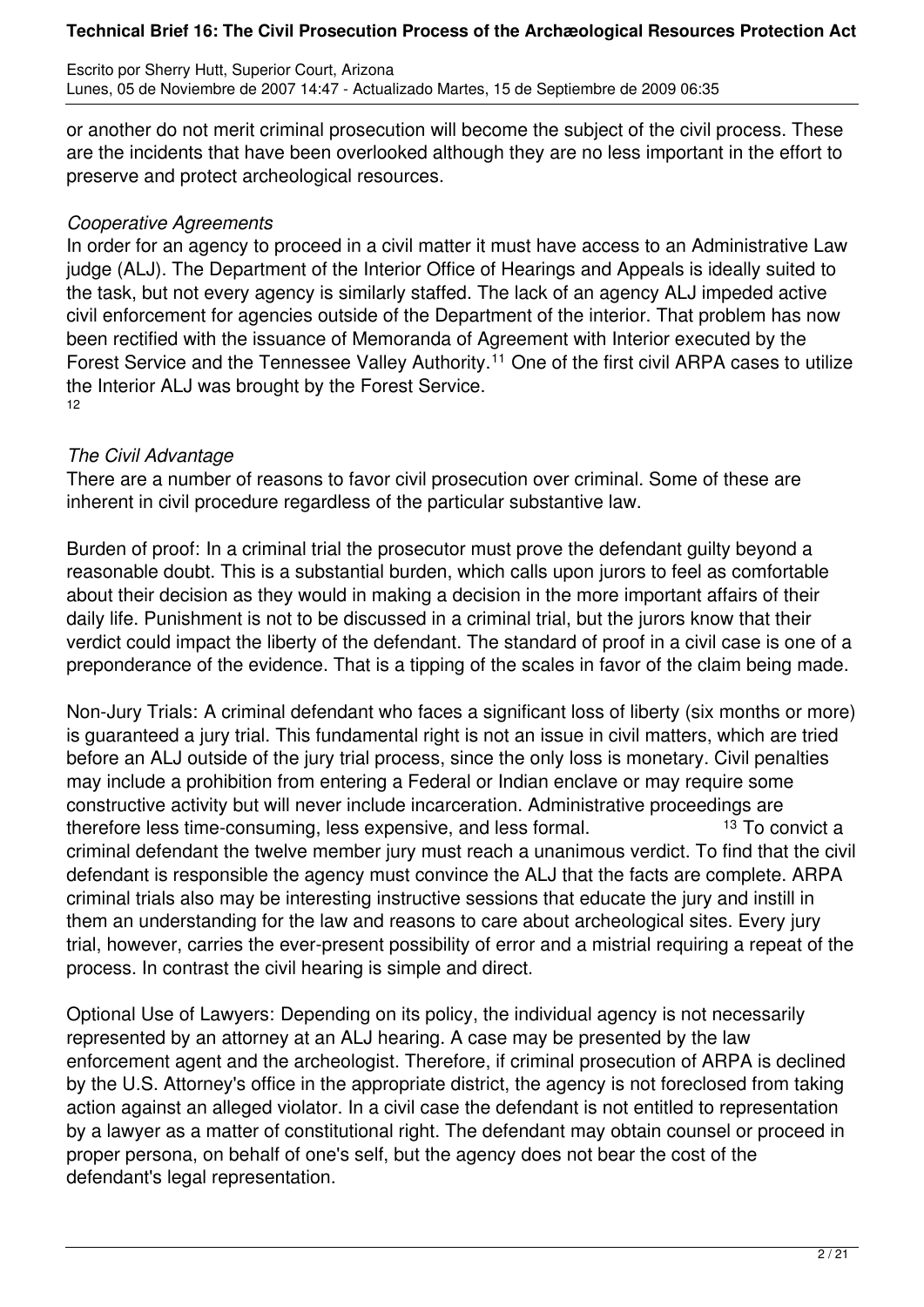or another do not merit criminal prosecution will become the subject of the civil process. These are the incidents that have been overlooked although they are no less important in the effort to preserve and protect archeological resources.

*Cooperative Agreements*

In order for an agency to proceed in a civil matter it must have access to an Administrative Law judge (ALJ). The Department of the Interior Office of Hearings and Appeals is ideally suited to the task, but not every agency is similarly staffed. The lack of an agency ALJ impeded active civil enforcement for agencies outside of the Department of the interior. That problem has now been rectified with the issuance of Memoranda of Agreement with Interior executed by the Forest Service and the Tennessee Valley Authority.[11] One of the first civil ARPA cases to utilize the Interior ALJ was brought by the Forest Service.[12]

*The Civil Advantage*

There are a number of reasons to favor civil prosecution over criminal. Some of these are inherent in civil procedure regardless of the particular substantive law.

Burden of proof: In a criminal trial the prosecutor must prove the defendant guilty beyond a reasonable doubt. This is a substantial burden, which calls upon jurors to feel as comfortable about their decision as they would in making a decision in the more important affairs of their daily life. Punishment is not to be discussed in a criminal trial, but the jurors know that their verdict could impact the liberty of the defendant. The standard of proof in a civil case is one of a preponderance of the evidence. That is a tipping of the scales in favor of the claim being made.

Non-Jury Trials: A criminal defendant who faces a significant loss of liberty (six months or more) is guaranteed a jury trial. This fundamental right is not an issue in civil matters, which are tried before an ALJ outside of the jury trial process, since the only loss is monetary. Civil penalties may include a prohibition from entering a Federal or Indian enclave or may require some constructive activity but will never include incarceration. Administrative proceedings are therefore less time-consuming, less expensive, and less formal.[13] To convict a criminal defendant the twelve member jury must reach a unanimous verdict. To find that the civil defendant is responsible the agency must convince the ALJ that the facts are complete. ARPA criminal trials also may be interesting instructive sessions that educate the jury and instill in them an understanding for the law and reasons to care about archeological sites. Every jury trial, however, carries the ever-present possibility of error and a mistrial requiring a repeat of the process. In contrast the civil hearing is simple and direct.

Optional Use of Lawyers: Depending on its policy, the individual agency is not necessarily represented by an attorney at an ALJ hearing. A case may be presented by the law enforcement agent and the archeologist. Therefore, if criminal prosecution of ARPA is declined by the U.S. Attorney's office in the appropriate district, the agency is not foreclosed from taking action against an alleged violator. In a civil case the defendant is not entitled to representation by a lawyer as a matter of constitutional right. The defendant may obtain counsel or proceed in proper persona, on behalf of one's self, but the agency does not bear the cost of the defendant's legal representation.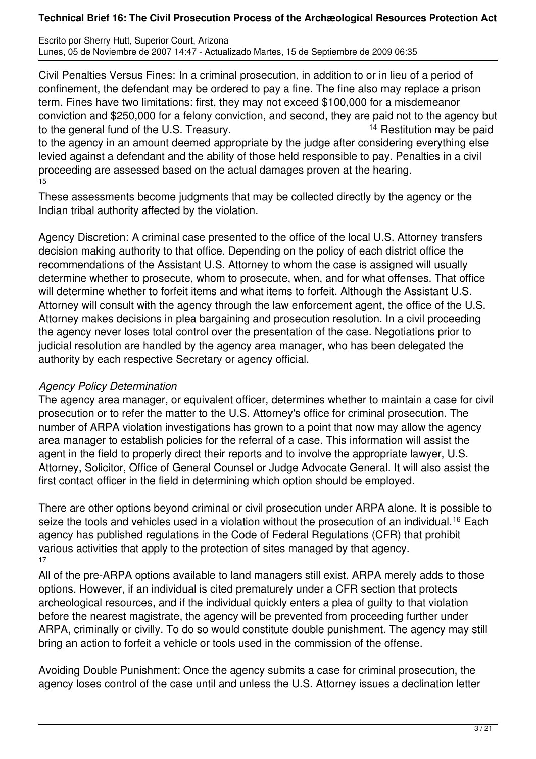Civil Penalties Versus Fines: In a criminal prosecution, in addition to or in lieu of a period of confinement, the defendant may be ordered to pay a fine. The fine also may replace a prison term. Fines have two limitations: first, they may not exceed $100,000 for a misdemeanor conviction and $250,000 for a felony conviction, and second, they are paid not to the agency but to the general fund of the U.S. Treasury.[14] Restitution may be paid to the agency in an amount deemed appropriate by the judge after considering everything else levied against a defendant and the ability of those held responsible to pay. Penalties in a civil proceeding are assessed based on the actual damages proven at the hearing.[15] These assessments become judgments that may be collected directly by the agency or the Indian tribal authority affected by the violation.

Agency Discretion: A criminal case presented to the office of the local U.S. Attorney transfers decision making authority to that office. Depending on the policy of each district office the recommendations of the Assistant U.S. Attorney to whom the case is assigned will usually determine whether to prosecute, whom to prosecute, when, and for what offenses. That office will determine whether to forfeit items and what items to forfeit. Although the Assistant U.S. Attorney will consult with the agency through the law enforcement agent, the office of the U.S. Attorney makes decisions in plea bargaining and prosecution resolution. In a civil proceeding the agency never loses total control over the presentation of the case. Negotiations prior to judicial resolution are handled by the agency area manager, who has been delegated the authority by each respective Secretary or agency official.

*Agency Policy Determination*

The agency area manager, or equivalent officer, determines whether to maintain a case for civil prosecution or to refer the matter to the U.S. Attorney's office for criminal prosecution. The number of ARPA violation investigations has grown to a point that now may allow the agency area manager to establish policies for the referral of a case. This information will assist the agent in the field to properly direct their reports and to involve the appropriate lawyer, U.S. Attorney, Solicitor, Office of General Counsel or Judge Advocate General. It will also assist the first contact officer in the field in determining which option should be employed.

There are other options beyond criminal or civil prosecution under ARPA alone. It is possible to seize the tools and vehicles used in a violation without the prosecution of an individual.[16] Each agency has published regulations in the Code of Federal Regulations (CFR) that prohibit various activities that apply to the protection of sites managed by that agency.[17] All of the pre-ARPA options available to land managers still exist. ARPA merely adds to those options. However, if an individual is cited prematurely under a CFR section that protects archeological resources, and if the individual quickly enters a plea of guilty to that violation before the nearest magistrate, the agency will be prevented from proceeding further under ARPA, criminally or civilly. To do so would constitute double punishment. The agency may still bring an action to forfeit a vehicle or tools used in the commission of the offense.

Avoiding Double Punishment: Once the agency submits a case for criminal prosecution, the agency loses control of the case until and unless the U.S. Attorney issues a declination letter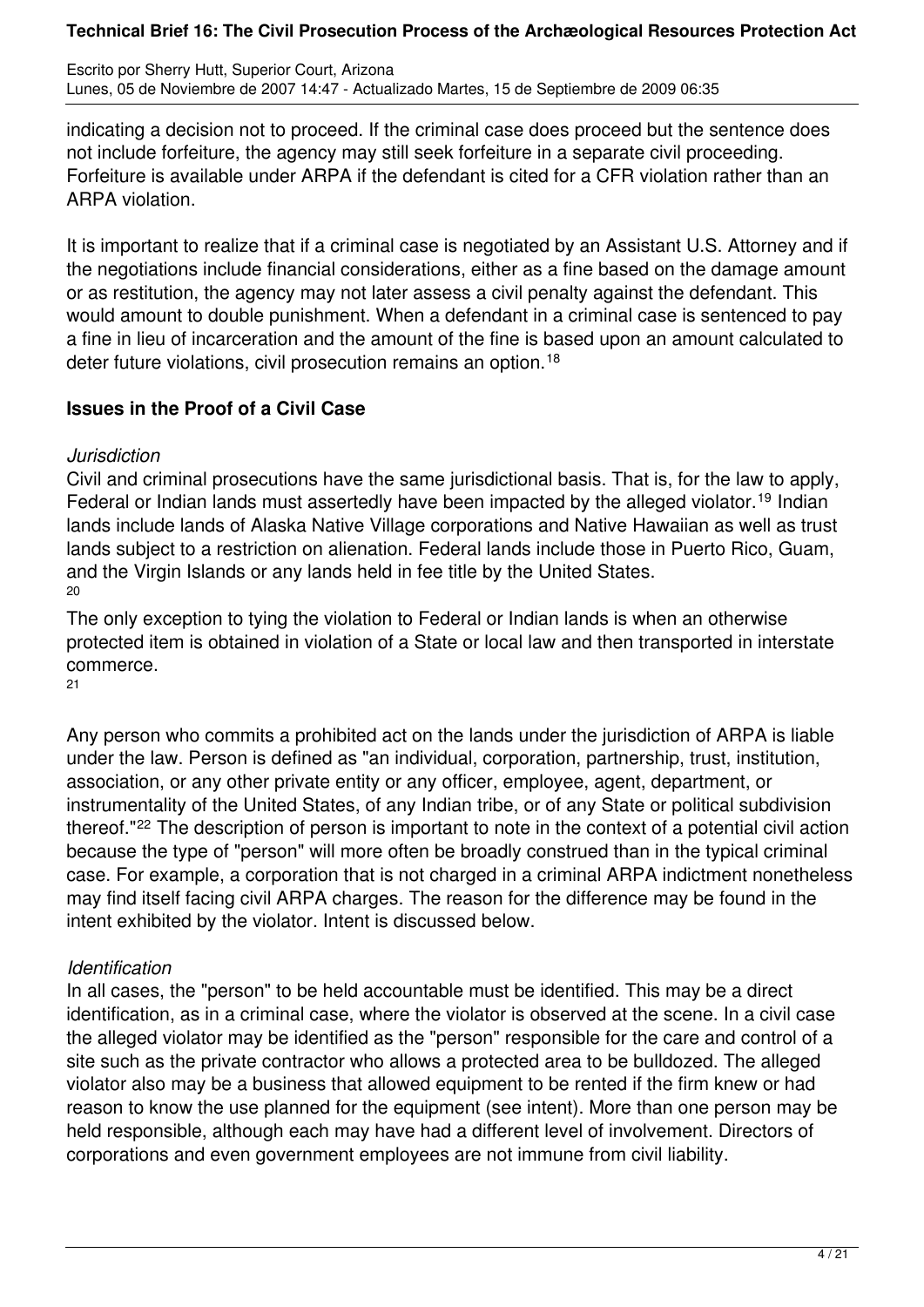indicating a decision not to proceed. If the criminal case does proceed but the sentence does not include forfeiture, the agency may still seek forfeiture in a separate civil proceeding. Forfeiture is available under ARPA if the defendant is cited for a CFR violation rather than an ARPA violation.

It is important to realize that if a criminal case is negotiated by an Assistant U.S. Attorney and if the negotiations include financial considerations, either as a fine based on the damage amount or as restitution, the agency may not later assess a civil penalty against the defendant. This would amount to double punishment. When a defendant in a criminal case is sentenced to pay a fine in lieu of incarceration and the amount of the fine is based upon an amount calculated to deter future violations, civil prosecution remains an option.[18]

## Issues in the Proof of a Civil Case

*Jurisdiction*

Civil and criminal prosecutions have the same jurisdictional basis. That is, for the law to apply, Federal or Indian lands must assertedly have been impacted by the alleged violator.[19] Indian lands include lands of Alaska Native Village corporations and Native Hawaiian as well as trust lands subject to a restriction on alienation. Federal lands include those in Puerto Rico, Guam, and the Virgin Islands or any lands held in fee title by the United States.[20]

The only exception to tying the violation to Federal or Indian lands is when an otherwise protected item is obtained in violation of a State or local law and then transported in interstate commerce.[21]

Any person who commits a prohibited act on the lands under the jurisdiction of ARPA is liable under the law. Person is defined as "an individual, corporation, partnership, trust, institution, association, or any other private entity or any officer, employee, agent, department, or instrumentality of the United States, of any Indian tribe, or of any State or political subdivision thereof."[22] The description of person is important to note in the context of a potential civil action because the type of "person" will more often be broadly construed than in the typical criminal case. For example, a corporation that is not charged in a criminal ARPA indictment nonetheless may find itself facing civil ARPA charges. The reason for the difference may be found in the intent exhibited by the violator. Intent is discussed below.

*Identification*

In all cases, the "person" to be held accountable must be identified. This may be a direct identification, as in a criminal case, where the violator is observed at the scene. In a civil case the alleged violator may be identified as the "person" responsible for the care and control of a site such as the private contractor who allows a protected area to be bulldozed. The alleged violator also may be a business that allowed equipment to be rented if the firm knew or had reason to know the use planned for the equipment (see intent). More than one person may be held responsible, although each may have had a different level of involvement. Directors of corporations and even government employees are not immune from civil liability.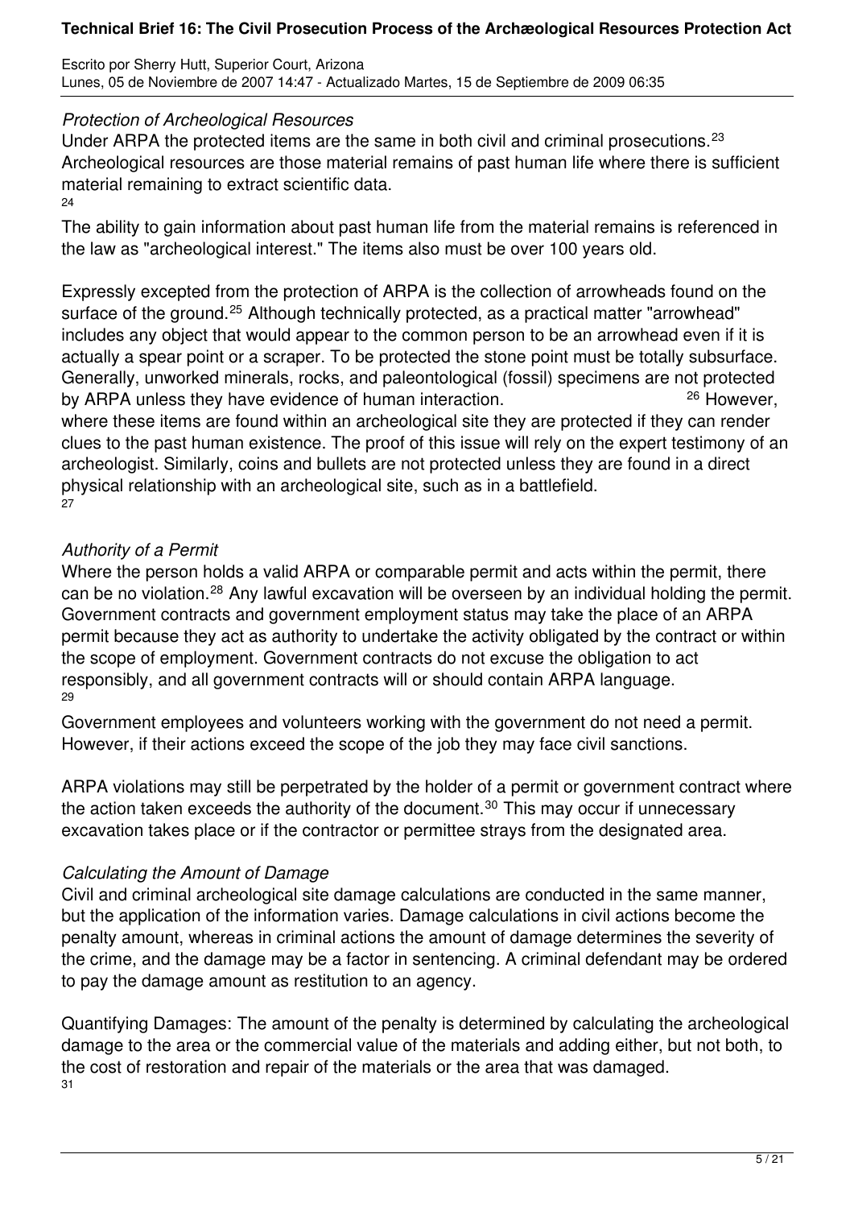*Protection of Archeological Resources*

Under ARPA the protected items are the same in both civil and criminal prosecutions.[23] Archeological resources are those material remains of past human life where there is sufficient material remaining to extract scientific data.
[24]

The ability to gain information about past human life from the material remains is referenced in the law as "archeological interest." The items also must be over 100 years old.

Expressly excepted from the protection of ARPA is the collection of arrowheads found on the surface of the ground.[25] Although technically protected, as a practical matter "arrowhead" includes any object that would appear to the common person to be an arrowhead even if it is actually a spear point or a scraper. To be protected the stone point must be totally subsurface. Generally, unworked minerals, rocks, and paleontological (fossil) specimens are not protected by ARPA unless they have evidence of human interaction. [26] However, where these items are found within an archeological site they are protected if they can render clues to the past human existence. The proof of this issue will rely on the expert testimony of an archeologist. Similarly, coins and bullets are not protected unless they are found in a direct physical relationship with an archeological site, such as in a battlefield.
[27]

*Authority of a Permit*

Where the person holds a valid ARPA or comparable permit and acts within the permit, there can be no violation.[28] Any lawful excavation will be overseen by an individual holding the permit. Government contracts and government employment status may take the place of an ARPA permit because they act as authority to undertake the activity obligated by the contract or within the scope of employment. Government contracts do not excuse the obligation to act responsibly, and all government contracts will or should contain ARPA language.
[29]

Government employees and volunteers working with the government do not need a permit. However, if their actions exceed the scope of the job they may face civil sanctions.

ARPA violations may still be perpetrated by the holder of a permit or government contract where the action taken exceeds the authority of the document.[30] This may occur if unnecessary excavation takes place or if the contractor or permittee strays from the designated area.

*Calculating the Amount of Damage*

Civil and criminal archeological site damage calculations are conducted in the same manner, but the application of the information varies. Damage calculations in civil actions become the penalty amount, whereas in criminal actions the amount of damage determines the severity of the crime, and the damage may be a factor in sentencing. A criminal defendant may be ordered to pay the damage amount as restitution to an agency.

Quantifying Damages: The amount of the penalty is determined by calculating the archeological damage to the area or the commercial value of the materials and adding either, but not both, to the cost of restoration and repair of the materials or the area that was damaged.
[31]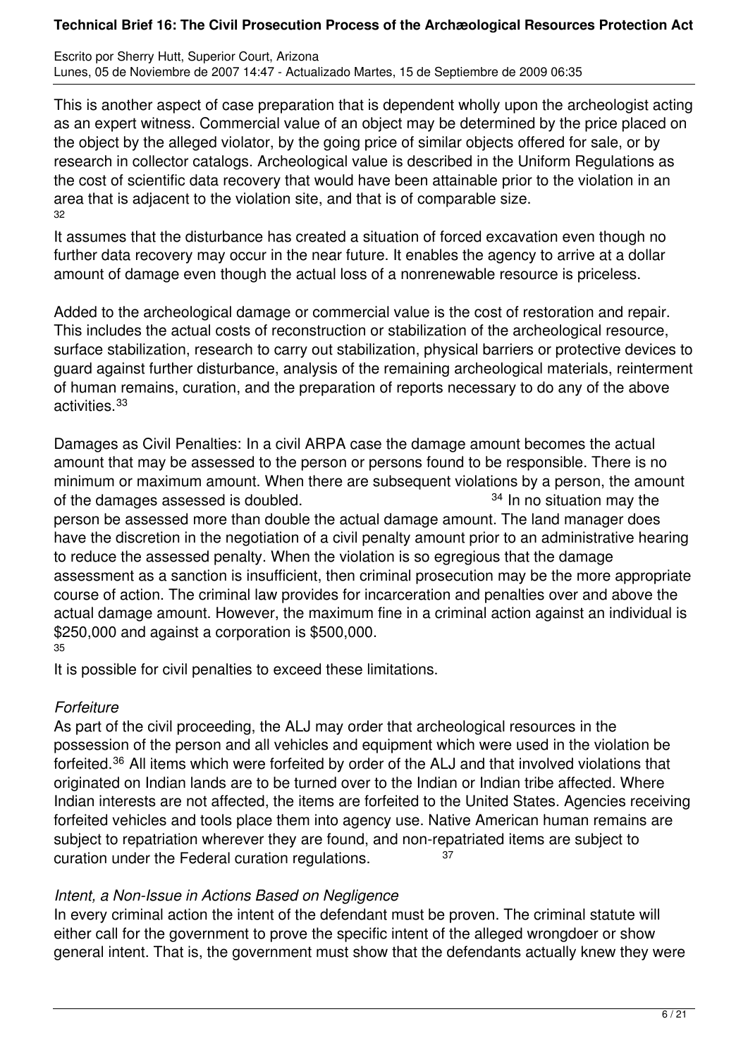This is another aspect of case preparation that is dependent wholly upon the archeologist acting as an expert witness. Commercial value of an object may be determined by the price placed on the object by the alleged violator, by the going price of similar objects offered for sale, or by research in collector catalogs. Archeological value is described in the Uniform Regulations as the cost of scientific data recovery that would have been attainable prior to the violation in an area that is adjacent to the violation site, and that is of comparable size.[32]

It assumes that the disturbance has created a situation of forced excavation even though no further data recovery may occur in the near future. It enables the agency to arrive at a dollar amount of damage even though the actual loss of a nonrenewable resource is priceless.

Added to the archeological damage or commercial value is the cost of restoration and repair. This includes the actual costs of reconstruction or stabilization of the archeological resource, surface stabilization, research to carry out stabilization, physical barriers or protective devices to guard against further disturbance, analysis of the remaining archeological materials, reinterment of human remains, curation, and the preparation of reports necessary to do any of the above activities.[33]

Damages as Civil Penalties: In a civil ARPA case the damage amount becomes the actual amount that may be assessed to the person or persons found to be responsible. There is no minimum or maximum amount. When there are subsequent violations by a person, the amount of the damages assessed is doubled.[34] In no situation may the person be assessed more than double the actual damage amount. The land manager does have the discretion in the negotiation of a civil penalty amount prior to an administrative hearing to reduce the assessed penalty. When the violation is so egregious that the damage assessment as a sanction is insufficient, then criminal prosecution may be the more appropriate course of action. The criminal law provides for incarceration and penalties over and above the actual damage amount. However, the maximum fine in a criminal action against an individual is $250,000 and against a corporation is $500,000.[35]

It is possible for civil penalties to exceed these limitations.

*Forfeiture*

As part of the civil proceeding, the ALJ may order that archeological resources in the possession of the person and all vehicles and equipment which were used in the violation be forfeited.[36] All items which were forfeited by order of the ALJ and that involved violations that originated on Indian lands are to be turned over to the Indian or Indian tribe affected. Where Indian interests are not affected, the items are forfeited to the United States. Agencies receiving forfeited vehicles and tools place them into agency use. Native American human remains are subject to repatriation wherever they are found, and non-repatriated items are subject to curation under the Federal curation regulations.[37]

*Intent, a Non-Issue in Actions Based on Negligence*

In every criminal action the intent of the defendant must be proven. The criminal statute will either call for the government to prove the specific intent of the alleged wrongdoer or show general intent. That is, the government must show that the defendants actually knew they were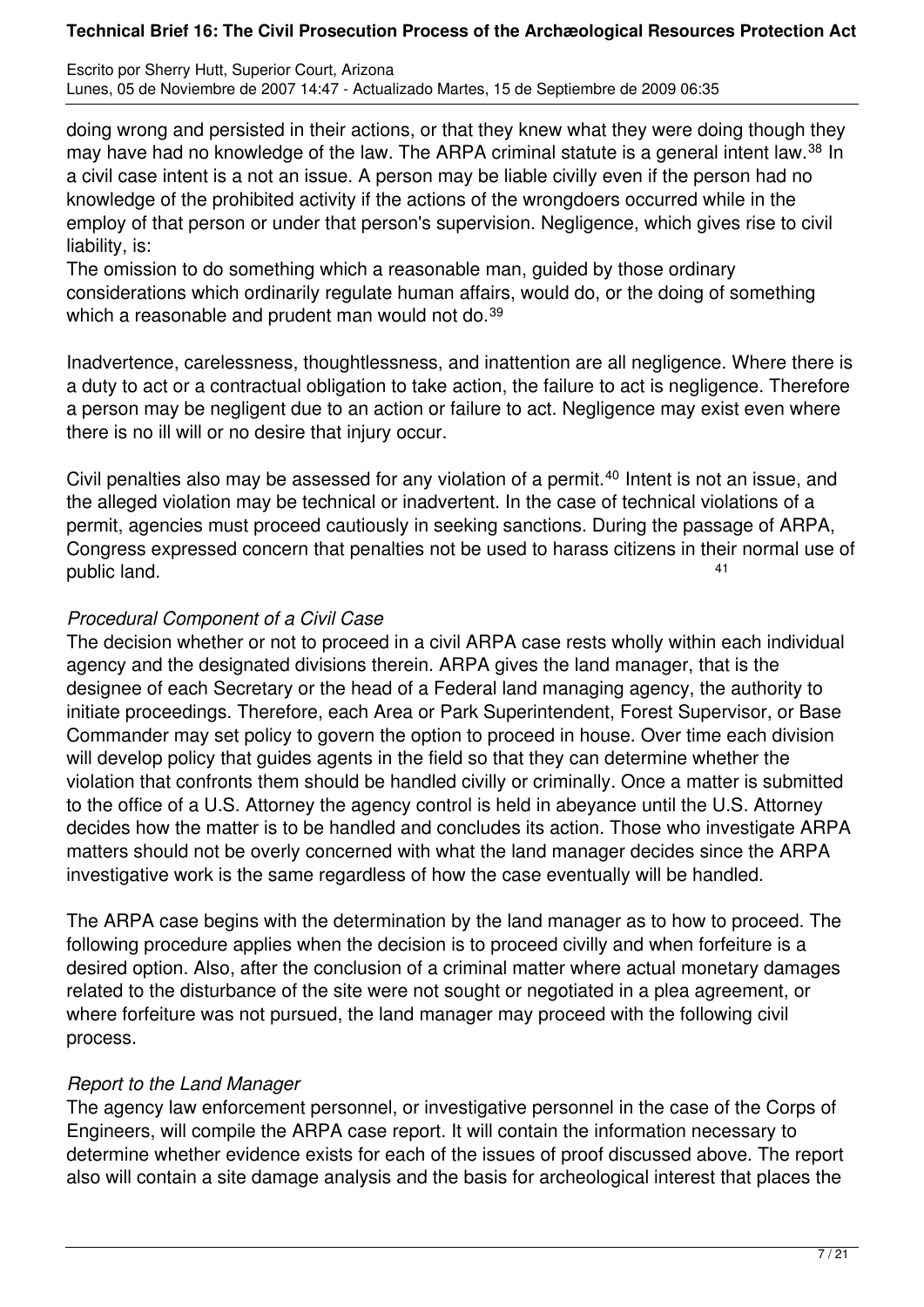doing wrong and persisted in their actions, or that they knew what they were doing though they may have had no knowledge of the law. The ARPA criminal statute is a general intent law.[38] In a civil case intent is a not an issue. A person may be liable civilly even if the person had no knowledge of the prohibited activity if the actions of the wrongdoers occurred while in the employ of that person or under that person's supervision. Negligence, which gives rise to civil liability, is:

The omission to do something which a reasonable man, guided by those ordinary considerations which ordinarily regulate human affairs, would do, or the doing of something which a reasonable and prudent man would not do.[39]

Inadvertence, carelessness, thoughtlessness, and inattention are all negligence. Where there is a duty to act or a contractual obligation to take action, the failure to act is negligence. Therefore a person may be negligent due to an action or failure to act. Negligence may exist even where there is no ill will or no desire that injury occur.

Civil penalties also may be assessed for any violation of a permit.[40] Intent is not an issue, and the alleged violation may be technical or inadvertent. In the case of technical violations of a permit, agencies must proceed cautiously in seeking sanctions. During the passage of ARPA, Congress expressed concern that penalties not be used to harass citizens in their normal use of public land.[41]

*Procedural Component of a Civil Case*

The decision whether or not to proceed in a civil ARPA case rests wholly within each individual agency and the designated divisions therein. ARPA gives the land manager, that is the designee of each Secretary or the head of a Federal land managing agency, the authority to initiate proceedings. Therefore, each Area or Park Superintendent, Forest Supervisor, or Base Commander may set policy to govern the option to proceed in house. Over time each division will develop policy that guides agents in the field so that they can determine whether the violation that confronts them should be handled civilly or criminally. Once a matter is submitted to the office of a U.S. Attorney the agency control is held in abeyance until the U.S. Attorney decides how the matter is to be handled and concludes its action. Those who investigate ARPA matters should not be overly concerned with what the land manager decides since the ARPA investigative work is the same regardless of how the case eventually will be handled.

The ARPA case begins with the determination by the land manager as to how to proceed. The following procedure applies when the decision is to proceed civilly and when forfeiture is a desired option. Also, after the conclusion of a criminal matter where actual monetary damages related to the disturbance of the site were not sought or negotiated in a plea agreement, or where forfeiture was not pursued, the land manager may proceed with the following civil process.

*Report to the Land Manager*

The agency law enforcement personnel, or investigative personnel in the case of the Corps of Engineers, will compile the ARPA case report. It will contain the information necessary to determine whether evidence exists for each of the issues of proof discussed above. The report also will contain a site damage analysis and the basis for archeological interest that places the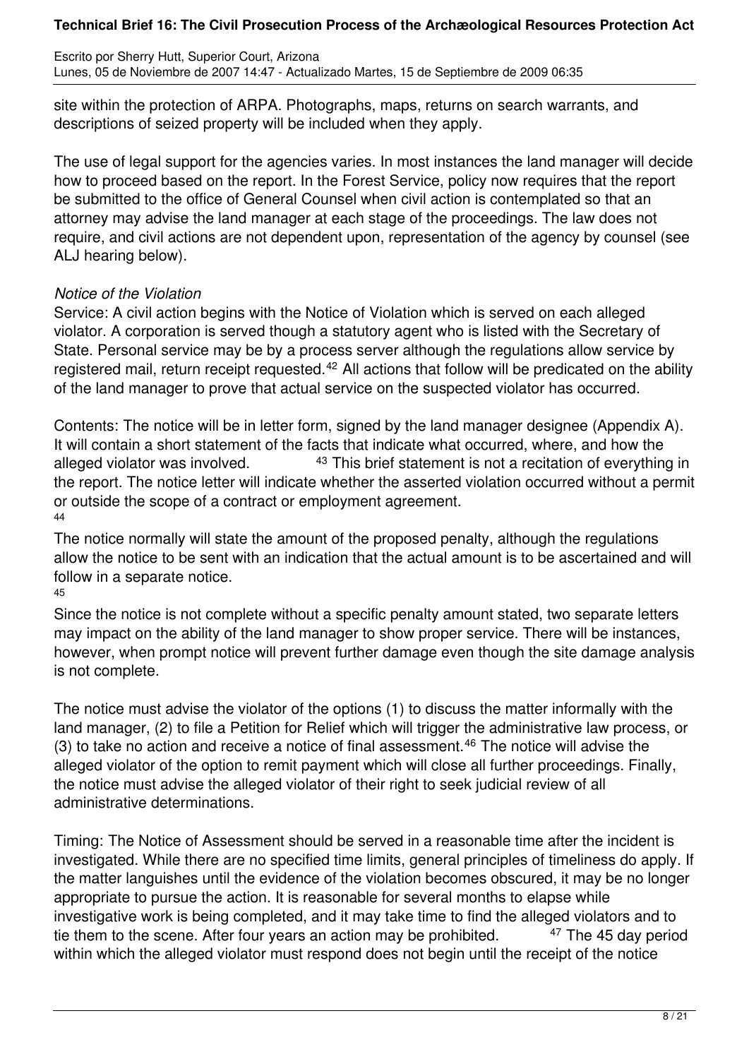site within the protection of ARPA. Photographs, maps, returns on search warrants, and descriptions of seized property will be included when they apply.

The use of legal support for the agencies varies. In most instances the land manager will decide how to proceed based on the report. In the Forest Service, policy now requires that the report be submitted to the office of General Counsel when civil action is contemplated so that an attorney may advise the land manager at each stage of the proceedings. The law does not require, and civil actions are not dependent upon, representation of the agency by counsel (see ALJ hearing below).

*Notice of the Violation*

Service: A civil action begins with the Notice of Violation which is served on each alleged violator. A corporation is served though a statutory agent who is listed with the Secretary of State. Personal service may be by a process server although the regulations allow service by registered mail, return receipt requested.[42] All actions that follow will be predicated on the ability of the land manager to prove that actual service on the suspected violator has occurred.

Contents: The notice will be in letter form, signed by the land manager designee (Appendix A). It will contain a short statement of the facts that indicate what occurred, where, and how the alleged violator was involved.[43] This brief statement is not a recitation of everything in the report. The notice letter will indicate whether the asserted violation occurred without a permit or outside the scope of a contract or employment agreement.[44]

The notice normally will state the amount of the proposed penalty, although the regulations allow the notice to be sent with an indication that the actual amount is to be ascertained and will follow in a separate notice.[45]

Since the notice is not complete without a specific penalty amount stated, two separate letters may impact on the ability of the land manager to show proper service. There will be instances, however, when prompt notice will prevent further damage even though the site damage analysis is not complete.

The notice must advise the violator of the options (1) to discuss the matter informally with the land manager, (2) to file a Petition for Relief which will trigger the administrative law process, or (3) to take no action and receive a notice of final assessment.[46] The notice will advise the alleged violator of the option to remit payment which will close all further proceedings. Finally, the notice must advise the alleged violator of their right to seek judicial review of all administrative determinations.

Timing: The Notice of Assessment should be served in a reasonable time after the incident is investigated. While there are no specified time limits, general principles of timeliness do apply. If the matter languishes until the evidence of the violation becomes obscured, it may be no longer appropriate to pursue the action. It is reasonable for several months to elapse while investigative work is being completed, and it may take time to find the alleged violators and to tie them to the scene. After four years an action may be prohibited.[47] The 45 day period within which the alleged violator must respond does not begin until the receipt of the notice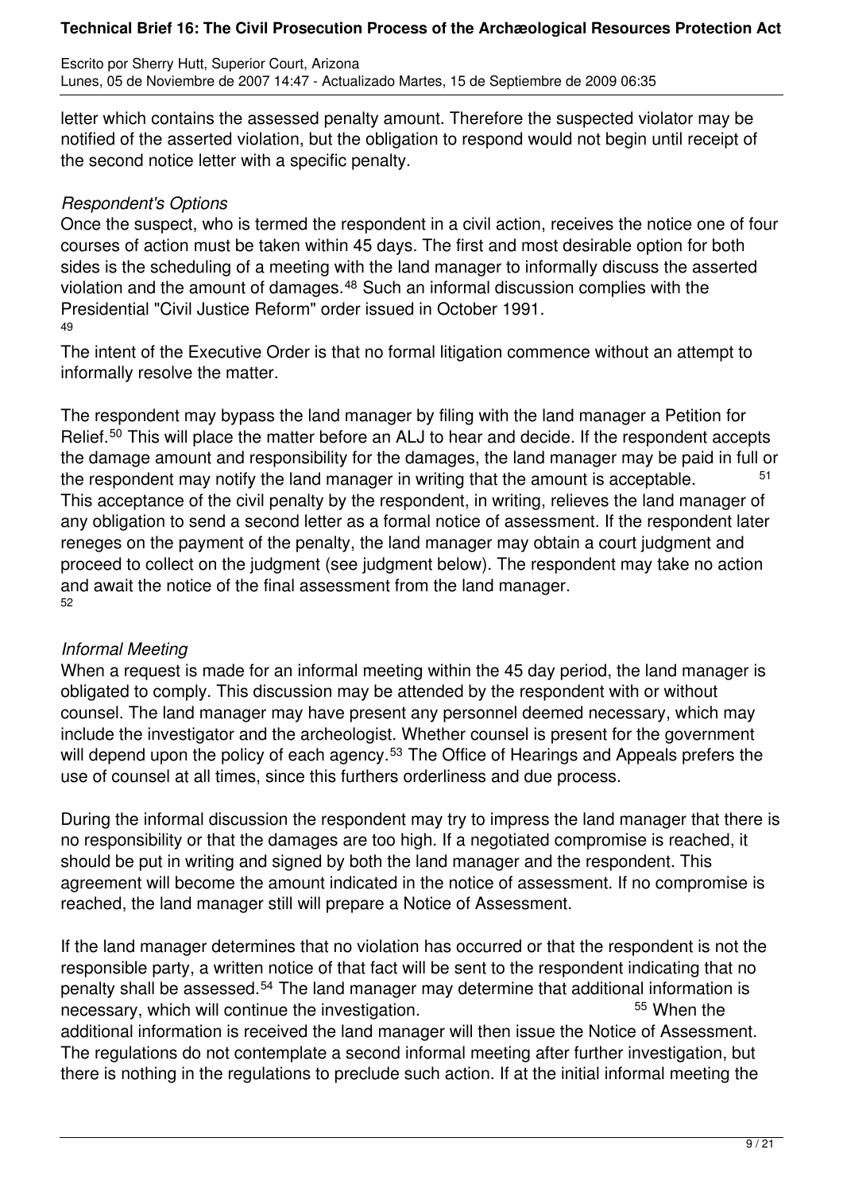letter which contains the assessed penalty amount. Therefore the suspected violator may be notified of the asserted violation, but the obligation to respond would not begin until receipt of the second notice letter with a specific penalty.

*Respondent's Options*

Once the suspect, who is termed the respondent in a civil action, receives the notice one of four courses of action must be taken within 45 days. The first and most desirable option for both sides is the scheduling of a meeting with the land manager to informally discuss the asserted violation and the amount of damages.[48] Such an informal discussion complies with the Presidential "Civil Justice Reform" order issued in October 1991.[49]

The intent of the Executive Order is that no formal litigation commence without an attempt to informally resolve the matter.

The respondent may bypass the land manager by filing with the land manager a Petition for Relief.[50] This will place the matter before an ALJ to hear and decide. If the respondent accepts the damage amount and responsibility for the damages, the land manager may be paid in full or the respondent may notify the land manager in writing that the amount is acceptable.[51] This acceptance of the civil penalty by the respondent, in writing, relieves the land manager of any obligation to send a second letter as a formal notice of assessment. If the respondent later reneges on the payment of the penalty, the land manager may obtain a court judgment and proceed to collect on the judgment (see judgment below). The respondent may take no action and await the notice of the final assessment from the land manager.[52]

*Informal Meeting*

When a request is made for an informal meeting within the 45 day period, the land manager is obligated to comply. This discussion may be attended by the respondent with or without counsel. The land manager may have present any personnel deemed necessary, which may include the investigator and the archeologist. Whether counsel is present for the government will depend upon the policy of each agency.[53] The Office of Hearings and Appeals prefers the use of counsel at all times, since this furthers orderliness and due process.

During the informal discussion the respondent may try to impress the land manager that there is no responsibility or that the damages are too high. If a negotiated compromise is reached, it should be put in writing and signed by both the land manager and the respondent. This agreement will become the amount indicated in the notice of assessment. If no compromise is reached, the land manager still will prepare a Notice of Assessment.

If the land manager determines that no violation has occurred or that the respondent is not the responsible party, a written notice of that fact will be sent to the respondent indicating that no penalty shall be assessed.[54] The land manager may determine that additional information is necessary, which will continue the investigation.[55] When the additional information is received the land manager will then issue the Notice of Assessment. The regulations do not contemplate a second informal meeting after further investigation, but there is nothing in the regulations to preclude such action. If at the initial informal meeting the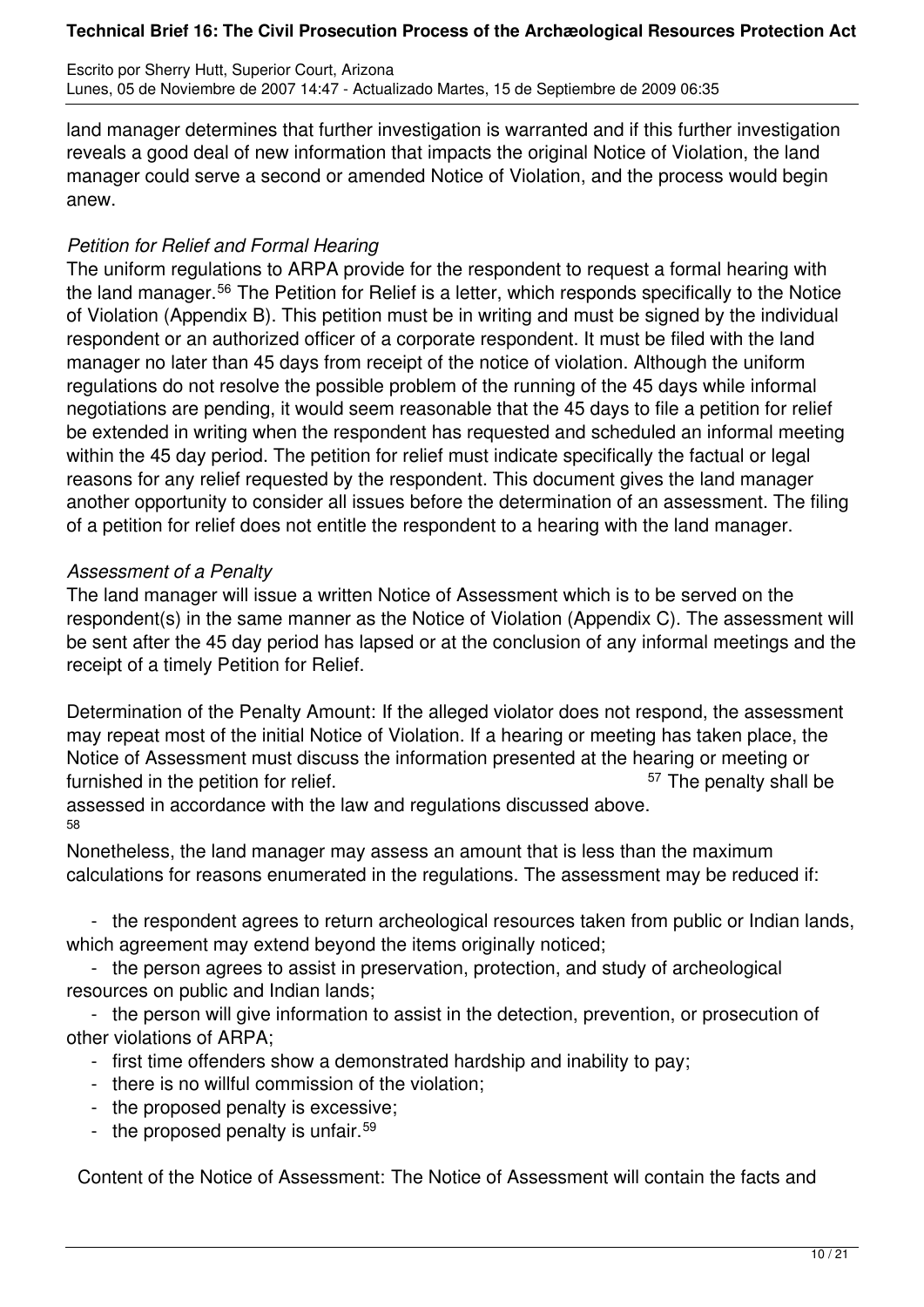land manager determines that further investigation is warranted and if this further investigation reveals a good deal of new information that impacts the original Notice of Violation, the land manager could serve a second or amended Notice of Violation, and the process would begin anew.

*Petition for Relief and Formal Hearing*

The uniform regulations to ARPA provide for the respondent to request a formal hearing with the land manager.[56] The Petition for Relief is a letter, which responds specifically to the Notice of Violation (Appendix B). This petition must be in writing and must be signed by the individual respondent or an authorized officer of a corporate respondent. It must be filed with the land manager no later than 45 days from receipt of the notice of violation. Although the uniform regulations do not resolve the possible problem of the running of the 45 days while informal negotiations are pending, it would seem reasonable that the 45 days to file a petition for relief be extended in writing when the respondent has requested and scheduled an informal meeting within the 45 day period. The petition for relief must indicate specifically the factual or legal reasons for any relief requested by the respondent. This document gives the land manager another opportunity to consider all issues before the determination of an assessment. The filing of a petition for relief does not entitle the respondent to a hearing with the land manager.

*Assessment of a Penalty*

The land manager will issue a written Notice of Assessment which is to be served on the respondent(s) in the same manner as the Notice of Violation (Appendix C). The assessment will be sent after the 45 day period has lapsed or at the conclusion of any informal meetings and the receipt of a timely Petition for Relief.

Determination of the Penalty Amount: If the alleged violator does not respond, the assessment may repeat most of the initial Notice of Violation. If a hearing or meeting has taken place, the Notice of Assessment must discuss the information presented at the hearing or meeting or furnished in the petition for relief.[57] The penalty shall be assessed in accordance with the law and regulations discussed above.[58]

Nonetheless, the land manager may assess an amount that is less than the maximum calculations for reasons enumerated in the regulations. The assessment may be reduced if:

- the respondent agrees to return archeological resources taken from public or Indian lands, which agreement may extend beyond the items originally noticed;
- the person agrees to assist in preservation, protection, and study of archeological resources on public and Indian lands;
- the person will give information to assist in the detection, prevention, or prosecution of other violations of ARPA;
- first time offenders show a demonstrated hardship and inability to pay;
- there is no willful commission of the violation;
- the proposed penalty is excessive;
- the proposed penalty is unfair.[59]

Content of the Notice of Assessment: The Notice of Assessment will contain the facts and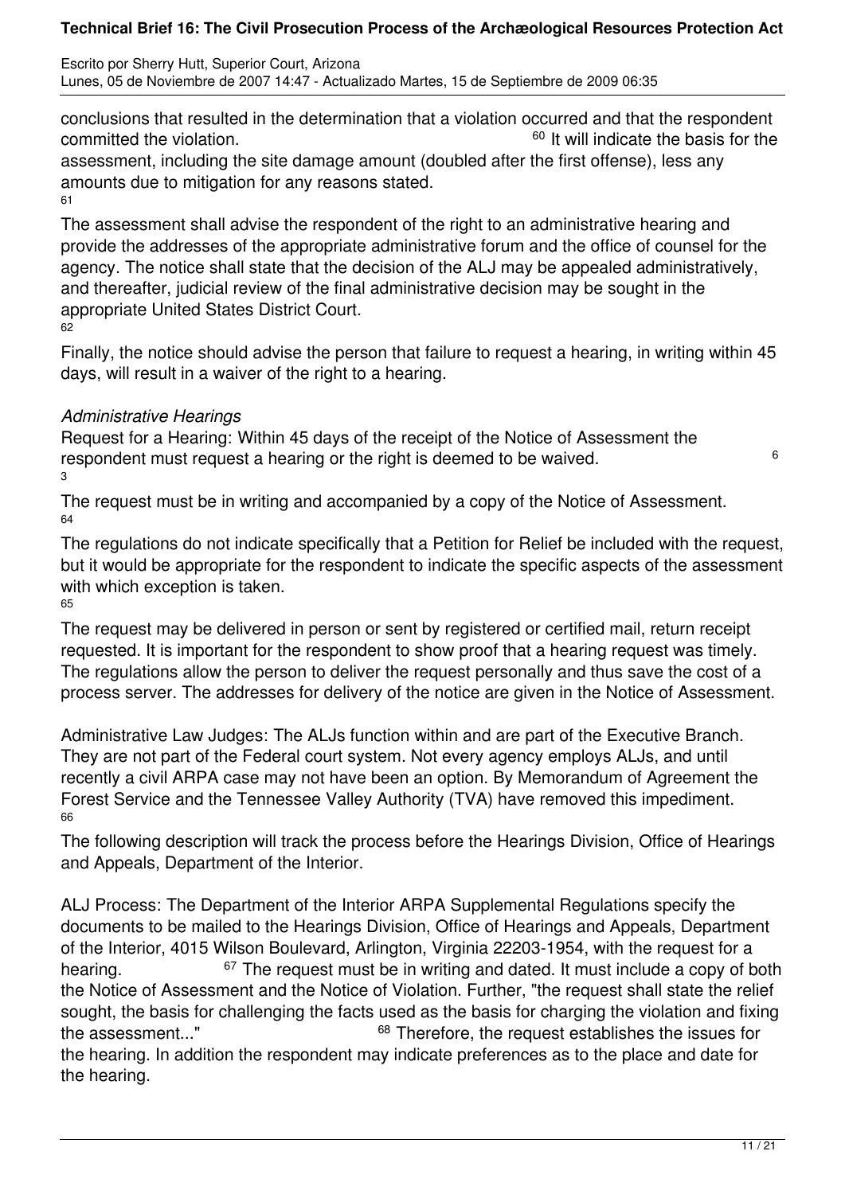conclusions that resulted in the determination that a violation occurred and that the respondent committed the violation.[60] It will indicate the basis for the assessment, including the site damage amount (doubled after the first offense), less any amounts due to mitigation for any reasons stated.[61]

The assessment shall advise the respondent of the right to an administrative hearing and provide the addresses of the appropriate administrative forum and the office of counsel for the agency. The notice shall state that the decision of the ALJ may be appealed administratively, and thereafter, judicial review of the final administrative decision may be sought in the appropriate United States District Court.[62]

Finally, the notice should advise the person that failure to request a hearing, in writing within 45 days, will result in a waiver of the right to a hearing.

*Administrative Hearings*

Request for a Hearing: Within 45 days of the receipt of the Notice of Assessment the respondent must request a hearing or the right is deemed to be waived.[63]

The request must be in writing and accompanied by a copy of the Notice of Assessment.[64]

The regulations do not indicate specifically that a Petition for Relief be included with the request, but it would be appropriate for the respondent to indicate the specific aspects of the assessment with which exception is taken.[65]

The request may be delivered in person or sent by registered or certified mail, return receipt requested. It is important for the respondent to show proof that a hearing request was timely. The regulations allow the person to deliver the request personally and thus save the cost of a process server. The addresses for delivery of the notice are given in the Notice of Assessment.

Administrative Law Judges: The ALJs function within and are part of the Executive Branch. They are not part of the Federal court system. Not every agency employs ALJs, and until recently a civil ARPA case may not have been an option. By Memorandum of Agreement the Forest Service and the Tennessee Valley Authority (TVA) have removed this impediment.[66]

The following description will track the process before the Hearings Division, Office of Hearings and Appeals, Department of the Interior.

ALJ Process: The Department of the Interior ARPA Supplemental Regulations specify the documents to be mailed to the Hearings Division, Office of Hearings and Appeals, Department of the Interior, 4015 Wilson Boulevard, Arlington, Virginia 22203-1954, with the request for a hearing.[67] The request must be in writing and dated. It must include a copy of both the Notice of Assessment and the Notice of Violation. Further, "the request shall state the relief sought, the basis for challenging the facts used as the basis for charging the violation and fixing the assessment..."[68] Therefore, the request establishes the issues for the hearing. In addition the respondent may indicate preferences as to the place and date for the hearing.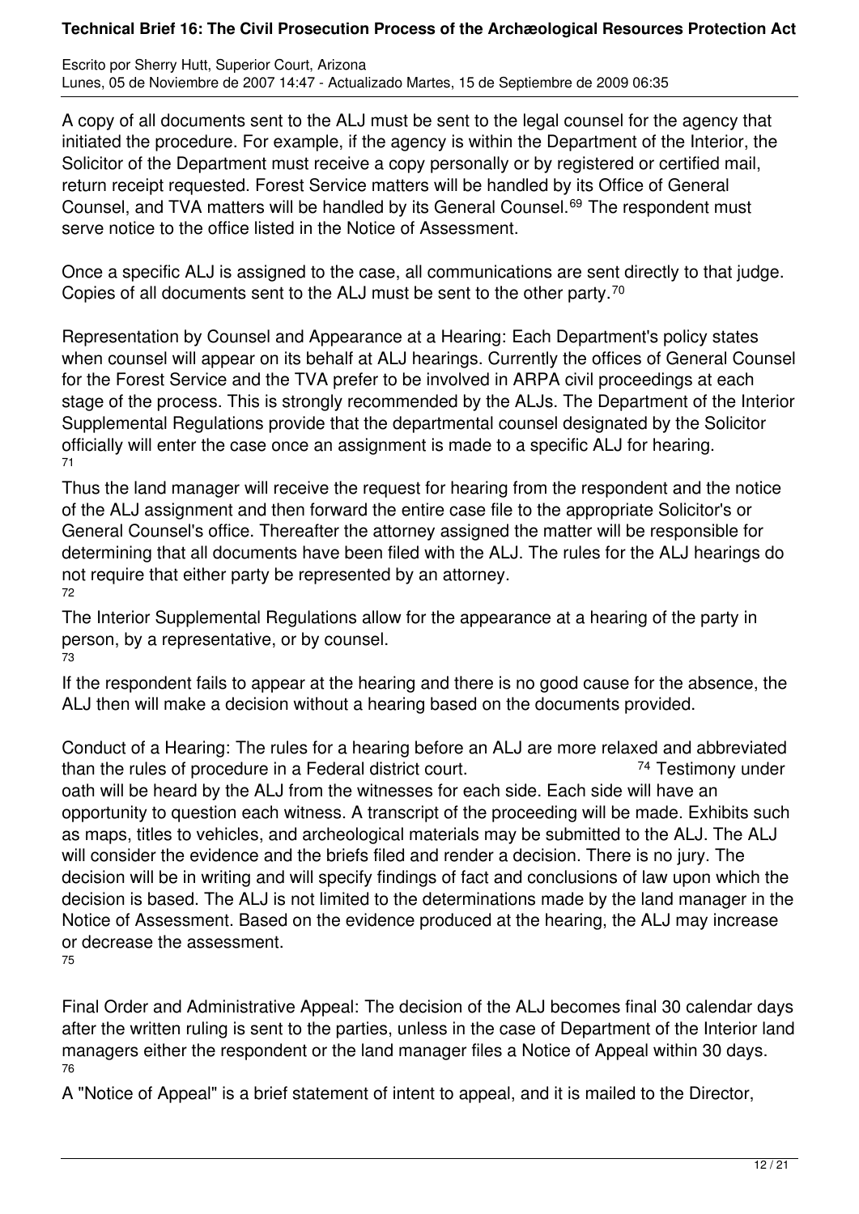A copy of all documents sent to the ALJ must be sent to the legal counsel for the agency that initiated the procedure. For example, if the agency is within the Department of the Interior, the Solicitor of the Department must receive a copy personally or by registered or certified mail, return receipt requested. Forest Service matters will be handled by its Office of General Counsel, and TVA matters will be handled by its General Counsel.[69] The respondent must serve notice to the office listed in the Notice of Assessment.

Once a specific ALJ is assigned to the case, all communications are sent directly to that judge. Copies of all documents sent to the ALJ must be sent to the other party.[70]

Representation by Counsel and Appearance at a Hearing: Each Department's policy states when counsel will appear on its behalf at ALJ hearings. Currently the offices of General Counsel for the Forest Service and the TVA prefer to be involved in ARPA civil proceedings at each stage of the process. This is strongly recommended by the ALJs. The Department of the Interior Supplemental Regulations provide that the departmental counsel designated by the Solicitor officially will enter the case once an assignment is made to a specific ALJ for hearing.[71]

Thus the land manager will receive the request for hearing from the respondent and the notice of the ALJ assignment and then forward the entire case file to the appropriate Solicitor's or General Counsel's office. Thereafter the attorney assigned the matter will be responsible for determining that all documents have been filed with the ALJ. The rules for the ALJ hearings do not require that either party be represented by an attorney.[72]

The Interior Supplemental Regulations allow for the appearance at a hearing of the party in person, by a representative, or by counsel.[73]

If the respondent fails to appear at the hearing and there is no good cause for the absence, the ALJ then will make a decision without a hearing based on the documents provided.

Conduct of a Hearing: The rules for a hearing before an ALJ are more relaxed and abbreviated than the rules of procedure in a Federal district court.[74] Testimony under oath will be heard by the ALJ from the witnesses for each side. Each side will have an opportunity to question each witness. A transcript of the proceeding will be made. Exhibits such as maps, titles to vehicles, and archeological materials may be submitted to the ALJ. The ALJ will consider the evidence and the briefs filed and render a decision. There is no jury. The decision will be in writing and will specify findings of fact and conclusions of law upon which the decision is based. The ALJ is not limited to the determinations made by the land manager in the Notice of Assessment. Based on the evidence produced at the hearing, the ALJ may increase or decrease the assessment.[75]

Final Order and Administrative Appeal: The decision of the ALJ becomes final 30 calendar days after the written ruling is sent to the parties, unless in the case of Department of the Interior land managers either the respondent or the land manager files a Notice of Appeal within 30 days.[76]

A "Notice of Appeal" is a brief statement of intent to appeal, and it is mailed to the Director,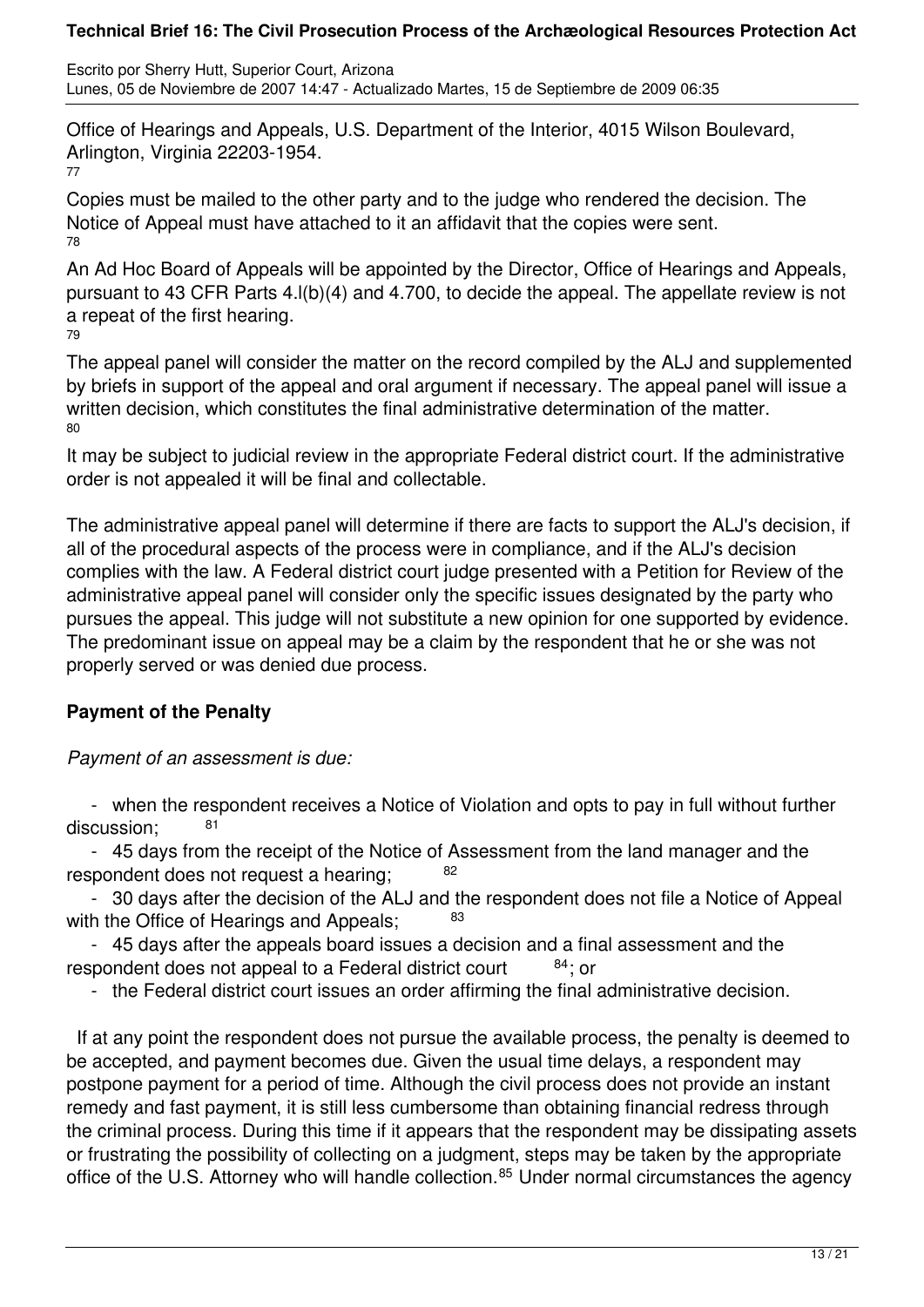Office of Hearings and Appeals, U.S. Department of the Interior, 4015 Wilson Boulevard, Arlington, Virginia 22203-1954. [77]

Copies must be mailed to the other party and to the judge who rendered the decision. The Notice of Appeal must have attached to it an affidavit that the copies were sent. [78]

An Ad Hoc Board of Appeals will be appointed by the Director, Office of Hearings and Appeals, pursuant to 43 CFR Parts 4.l(b)(4) and 4.700, to decide the appeal. The appellate review is not a repeat of the first hearing. [79]

The appeal panel will consider the matter on the record compiled by the ALJ and supplemented by briefs in support of the appeal and oral argument if necessary. The appeal panel will issue a written decision, which constitutes the final administrative determination of the matter. [80]

It may be subject to judicial review in the appropriate Federal district court. If the administrative order is not appealed it will be final and collectable.

The administrative appeal panel will determine if there are facts to support the ALJ's decision, if all of the procedural aspects of the process were in compliance, and if the ALJ's decision complies with the law. A Federal district court judge presented with a Petition for Review of the administrative appeal panel will consider only the specific issues designated by the party who pursues the appeal. This judge will not substitute a new opinion for one supported by evidence. The predominant issue on appeal may be a claim by the respondent that he or she was not properly served or was denied due process.

## Payment of the Penalty

*Payment of an assessment is due:*

- when the respondent receives a Notice of Violation and opts to pay in full without further discussion; [81]
- 45 days from the receipt of the Notice of Assessment from the land manager and the respondent does not request a hearing; [82]
- 30 days after the decision of the ALJ and the respondent does not file a Notice of Appeal with the Office of Hearings and Appeals; [83]
- 45 days after the appeals board issues a decision and a final assessment and the respondent does not appeal to a Federal district court [84]; or
- the Federal district court issues an order affirming the final administrative decision.

If at any point the respondent does not pursue the available process, the penalty is deemed to be accepted, and payment becomes due. Given the usual time delays, a respondent may postpone payment for a period of time. Although the civil process does not provide an instant remedy and fast payment, it is still less cumbersome than obtaining financial redress through the criminal process. During this time if it appears that the respondent may be dissipating assets or frustrating the possibility of collecting on a judgment, steps may be taken by the appropriate office of the U.S. Attorney who will handle collection.[85] Under normal circumstances the agency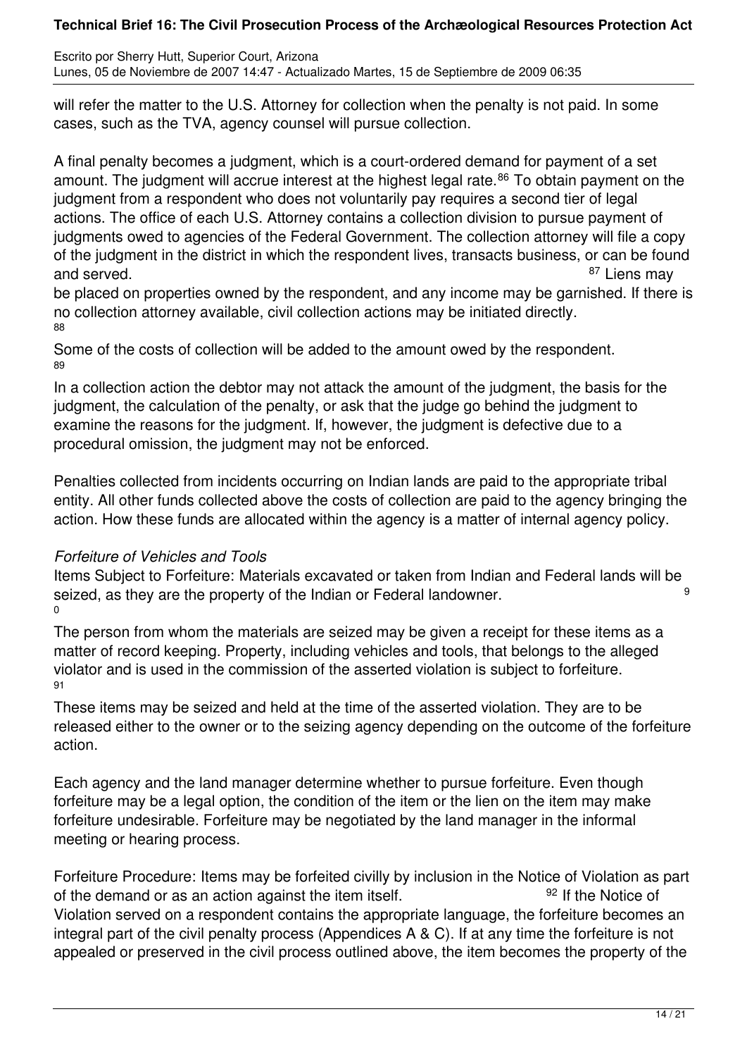will refer the matter to the U.S. Attorney for collection when the penalty is not paid. In some cases, such as the TVA, agency counsel will pursue collection.

A final penalty becomes a judgment, which is a court-ordered demand for payment of a set amount. The judgment will accrue interest at the highest legal rate.[86] To obtain payment on the judgment from a respondent who does not voluntarily pay requires a second tier of legal actions. The office of each U.S. Attorney contains a collection division to pursue payment of judgments owed to agencies of the Federal Government. The collection attorney will file a copy of the judgment in the district in which the respondent lives, transacts business, or can be found and served.[87] Liens may be placed on properties owned by the respondent, and any income may be garnished. If there is no collection attorney available, civil collection actions may be initiated directly.[88]

Some of the costs of collection will be added to the amount owed by the respondent.[89]

In a collection action the debtor may not attack the amount of the judgment, the basis for the judgment, the calculation of the penalty, or ask that the judge go behind the judgment to examine the reasons for the judgment. If, however, the judgment is defective due to a procedural omission, the judgment may not be enforced.

Penalties collected from incidents occurring on Indian lands are paid to the appropriate tribal entity. All other funds collected above the costs of collection are paid to the agency bringing the action. How these funds are allocated within the agency is a matter of internal agency policy.

*Forfeiture of Vehicles and Tools*

Items Subject to Forfeiture: Materials excavated or taken from Indian and Federal lands will be seized, as they are the property of the Indian or Federal landowner.[90]

The person from whom the materials are seized may be given a receipt for these items as a matter of record keeping. Property, including vehicles and tools, that belongs to the alleged violator and is used in the commission of the asserted violation is subject to forfeiture.[91]

These items may be seized and held at the time of the asserted violation. They are to be released either to the owner or to the seizing agency depending on the outcome of the forfeiture action.

Each agency and the land manager determine whether to pursue forfeiture. Even though forfeiture may be a legal option, the condition of the item or the lien on the item may make forfeiture undesirable. Forfeiture may be negotiated by the land manager in the informal meeting or hearing process.

Forfeiture Procedure: Items may be forfeited civilly by inclusion in the Notice of Violation as part of the demand or as an action against the item itself.[92] If the Notice of Violation served on a respondent contains the appropriate language, the forfeiture becomes an integral part of the civil penalty process (Appendices A & C). If at any time the forfeiture is not appealed or preserved in the civil process outlined above, the item becomes the property of the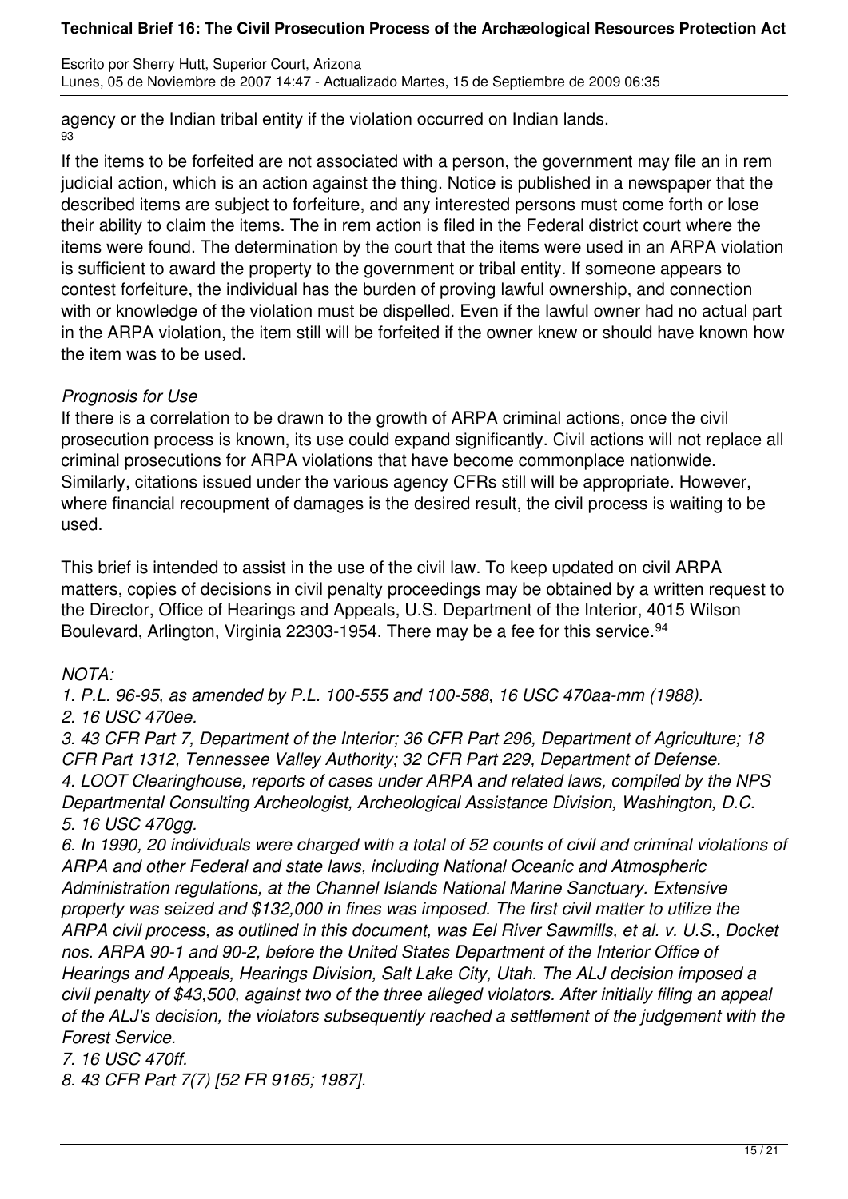agency or the Indian tribal entity if the violation occurred on Indian lands. [93]

If the items to be forfeited are not associated with a person, the government may file an in rem judicial action, which is an action against the thing. Notice is published in a newspaper that the described items are subject to forfeiture, and any interested persons must come forth or lose their ability to claim the items. The in rem action is filed in the Federal district court where the items were found. The determination by the court that the items were used in an ARPA violation is sufficient to award the property to the government or tribal entity. If someone appears to contest forfeiture, the individual has the burden of proving lawful ownership, and connection with or knowledge of the violation must be dispelled. Even if the lawful owner had no actual part in the ARPA violation, the item still will be forfeited if the owner knew or should have known how the item was to be used.

*Prognosis for Use*

If there is a correlation to be drawn to the growth of ARPA criminal actions, once the civil prosecution process is known, its use could expand significantly. Civil actions will not replace all criminal prosecutions for ARPA violations that have become commonplace nationwide. Similarly, citations issued under the various agency CFRs still will be appropriate. However, where financial recoupment of damages is the desired result, the civil process is waiting to be used.

This brief is intended to assist in the use of the civil law. To keep updated on civil ARPA matters, copies of decisions in civil penalty proceedings may be obtained by a written request to the Director, Office of Hearings and Appeals, U.S. Department of the Interior, 4015 Wilson Boulevard, Arlington, Virginia 22303-1954. There may be a fee for this service.[94]

*NOTA:*

*1. P.L. 96-95, as amended by P.L. 100-555 and 100-588, 16 USC 470aa-mm (1988).*
*2. 16 USC 470ee.*
*3. 43 CFR Part 7, Department of the Interior; 36 CFR Part 296, Department of Agriculture; 18 CFR Part 1312, Tennessee Valley Authority; 32 CFR Part 229, Department of Defense.*
*4. LOOT Clearinghouse, reports of cases under ARPA and related laws, compiled by the NPS Departmental Consulting Archeologist, Archeological Assistance Division, Washington, D.C.*
*5. 16 USC 470gg.*
*6. In 1990, 20 individuals were charged with a total of 52 counts of civil and criminal violations of ARPA and other Federal and state laws, including National Oceanic and Atmospheric Administration regulations, at the Channel Islands National Marine Sanctuary. Extensive property was seized and $132,000 in fines was imposed. The first civil matter to utilize the ARPA civil process, as outlined in this document, was Eel River Sawmills, et al. v. U.S., Docket nos. ARPA 90-1 and 90-2, before the United States Department of the Interior Office of Hearings and Appeals, Hearings Division, Salt Lake City, Utah. The ALJ decision imposed a civil penalty of $43,500, against two of the three alleged violators. After initially filing an appeal of the ALJ's decision, the violators subsequently reached a settlement of the judgement with the Forest Service.*
*7. 16 USC 470ff.*
*8. 43 CFR Part 7(7) [52 FR 9165; 1987].*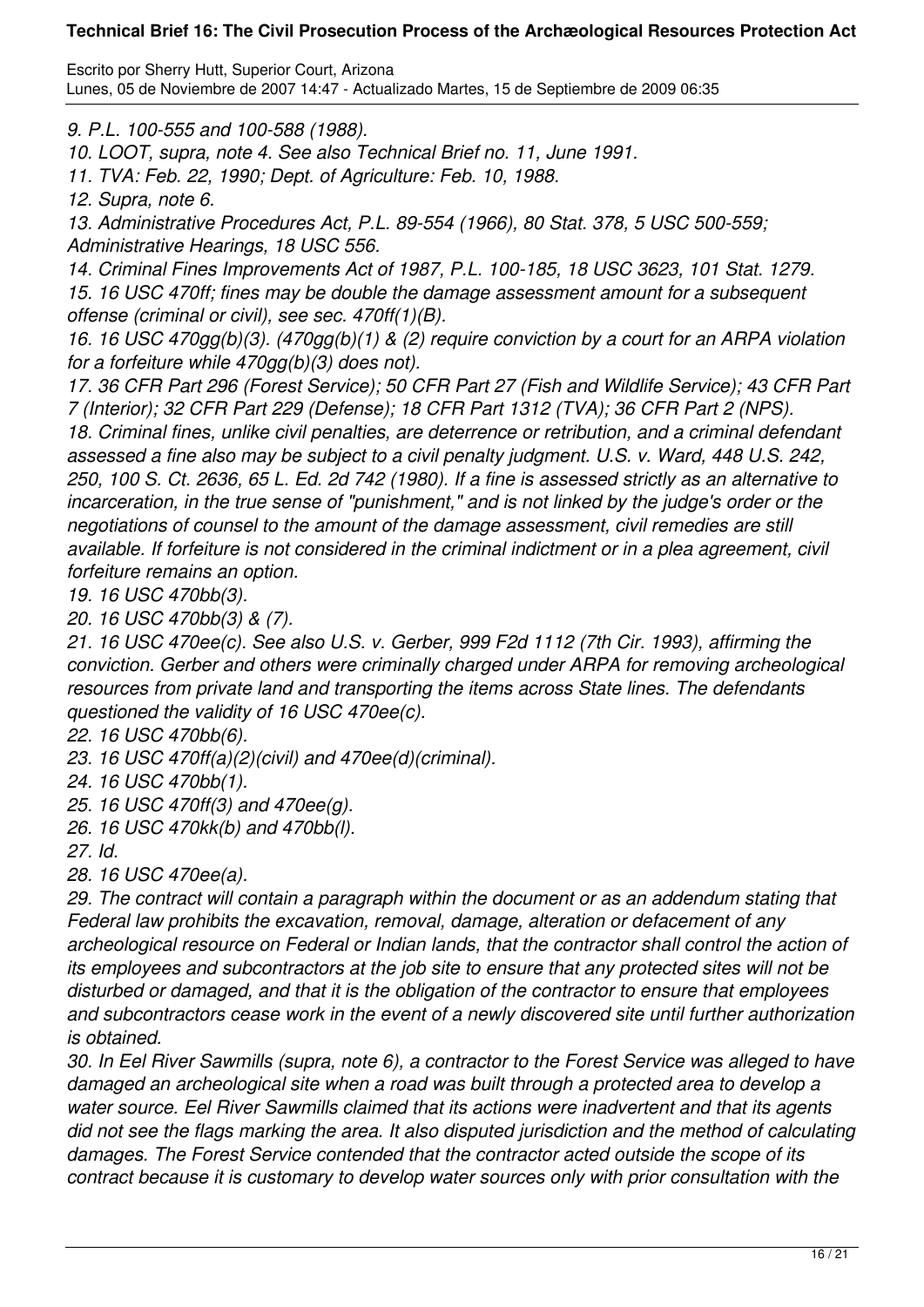*9. P.L. 100-555 and 100-588 (1988).*

*10. LOOT, supra, note 4. See also Technical Brief no. 11, June 1991.*

*11. TVA: Feb. 22, 1990; Dept. of Agriculture: Feb. 10, 1988.*

*12. Supra, note 6.*

*13. Administrative Procedures Act, P.L. 89-554 (1966), 80 Stat. 378, 5 USC 500-559; Administrative Hearings, 18 USC 556.*

*14. Criminal Fines Improvements Act of 1987, P.L. 100-185, 18 USC 3623, 101 Stat. 1279.*

*15. 16 USC 470ff; fines may be double the damage assessment amount for a subsequent offense (criminal or civil), see sec. 470ff(1)(B).*

*16. 16 USC 470gg(b)(3). (470gg(b)(1) & (2) require conviction by a court for an ARPA violation for a forfeiture while 470gg(b)(3) does not).*

*17. 36 CFR Part 296 (Forest Service); 50 CFR Part 27 (Fish and Wildlife Service); 43 CFR Part 7 (Interior); 32 CFR Part 229 (Defense); 18 CFR Part 1312 (TVA); 36 CFR Part 2 (NPS).*

*18. Criminal fines, unlike civil penalties, are deterrence or retribution, and a criminal defendant assessed a fine also may be subject to a civil penalty judgment. U.S. v. Ward, 448 U.S. 242, 250, 100 S. Ct. 2636, 65 L. Ed. 2d 742 (1980). If a fine is assessed strictly as an alternative to incarceration, in the true sense of "punishment," and is not linked by the judge's order or the negotiations of counsel to the amount of the damage assessment, civil remedies are still available. If forfeiture is not considered in the criminal indictment or in a plea agreement, civil forfeiture remains an option.*

*19. 16 USC 470bb(3).*

*20. 16 USC 470bb(3) & (7).*

*21. 16 USC 470ee(c). See also U.S. v. Gerber, 999 F2d 1112 (7th Cir. 1993), affirming the conviction. Gerber and others were criminally charged under ARPA for removing archeological resources from private land and transporting the items across State lines. The defendants questioned the validity of 16 USC 470ee(c).*

*22. 16 USC 470bb(6).*

*23. 16 USC 470ff(a)(2)(civil) and 470ee(d)(criminal).*

*24. 16 USC 470bb(1).*

*25. 16 USC 470ff(3) and 470ee(g).*

*26. 16 USC 470kk(b) and 470bb(l).*

*27. Id.*

*28. 16 USC 470ee(a).*

*29. The contract will contain a paragraph within the document or as an addendum stating that Federal law prohibits the excavation, removal, damage, alteration or defacement of any archeological resource on Federal or Indian lands, that the contractor shall control the action of its employees and subcontractors at the job site to ensure that any protected sites will not be disturbed or damaged, and that it is the obligation of the contractor to ensure that employees and subcontractors cease work in the event of a newly discovered site until further authorization is obtained.*

*30. In Eel River Sawmills (supra, note 6), a contractor to the Forest Service was alleged to have damaged an archeological site when a road was built through a protected area to develop a water source. Eel River Sawmills claimed that its actions were inadvertent and that its agents did not see the flags marking the area. It also disputed jurisdiction and the method of calculating damages. The Forest Service contended that the contractor acted outside the scope of its contract because it is customary to develop water sources only with prior consultation with the*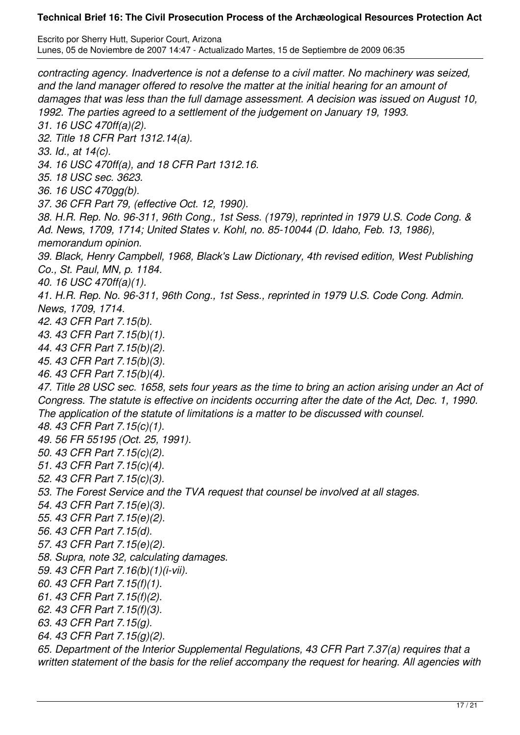*contracting agency. Inadvertence is not a defense to a civil matter. No machinery was seized, and the land manager offered to resolve the matter at the initial hearing for an amount of damages that was less than the full damage assessment. A decision was issued on August 10, 1992. The parties agreed to a settlement of the judgement on January 19, 1993.*

*31. 16 USC 470ff(a)(2).*

*32. Title 18 CFR Part 1312.14(a).*

*33. Id., at 14(c).*

*34. 16 USC 470ff(a), and 18 CFR Part 1312.16.*

*35. 18 USC sec. 3623.*

*36. 16 USC 470gg(b).*

*37. 36 CFR Part 79, (effective Oct. 12, 1990).*

*38. H.R. Rep. No. 96-311, 96th Cong., 1st Sess. (1979), reprinted in 1979 U.S. Code Cong. & Ad. News, 1709, 1714; United States v. Kohl, no. 85-10044 (D. Idaho, Feb. 13, 1986), memorandum opinion.*

*39. Black, Henry Campbell, 1968, Black's Law Dictionary, 4th revised edition, West Publishing Co., St. Paul, MN, p. 1184.*

*40. 16 USC 470ff(a)(1).*

*41. H.R. Rep. No. 96-311, 96th Cong., 1st Sess., reprinted in 1979 U.S. Code Cong. Admin. News, 1709, 1714.*

*42. 43 CFR Part 7.15(b).*

*43. 43 CFR Part 7.15(b)(1).*

*44. 43 CFR Part 7.15(b)(2).*

*45. 43 CFR Part 7.15(b)(3).*

*46. 43 CFR Part 7.15(b)(4).*

*47. Title 28 USC sec. 1658, sets four years as the time to bring an action arising under an Act of Congress. The statute is effective on incidents occurring after the date of the Act, Dec. 1, 1990. The application of the statute of limitations is a matter to be discussed with counsel.*

*48. 43 CFR Part 7.15(c)(1).*

*49. 56 FR 55195 (Oct. 25, 1991).*

*50. 43 CFR Part 7.15(c)(2).*

*51. 43 CFR Part 7.15(c)(4).*

*52. 43 CFR Part 7.15(c)(3).*

*53. The Forest Service and the TVA request that counsel be involved at all stages.*

*54. 43 CFR Part 7.15(e)(3).*

*55. 43 CFR Part 7.15(e)(2).*

*56. 43 CFR Part 7.15(d).*

*57. 43 CFR Part 7.15(e)(2).*

*58. Supra, note 32, calculating damages.*

*59. 43 CFR Part 7.16(b)(1)(i-vii).*

*60. 43 CFR Part 7.15(f)(1).*

*61. 43 CFR Part 7.15(f)(2).*

*62. 43 CFR Part 7.15(f)(3).*

*63. 43 CFR Part 7.15(g).*

*64. 43 CFR Part 7.15(g)(2).*

*65. Department of the Interior Supplemental Regulations, 43 CFR Part 7.37(a) requires that a written statement of the basis for the relief accompany the request for hearing. All agencies with*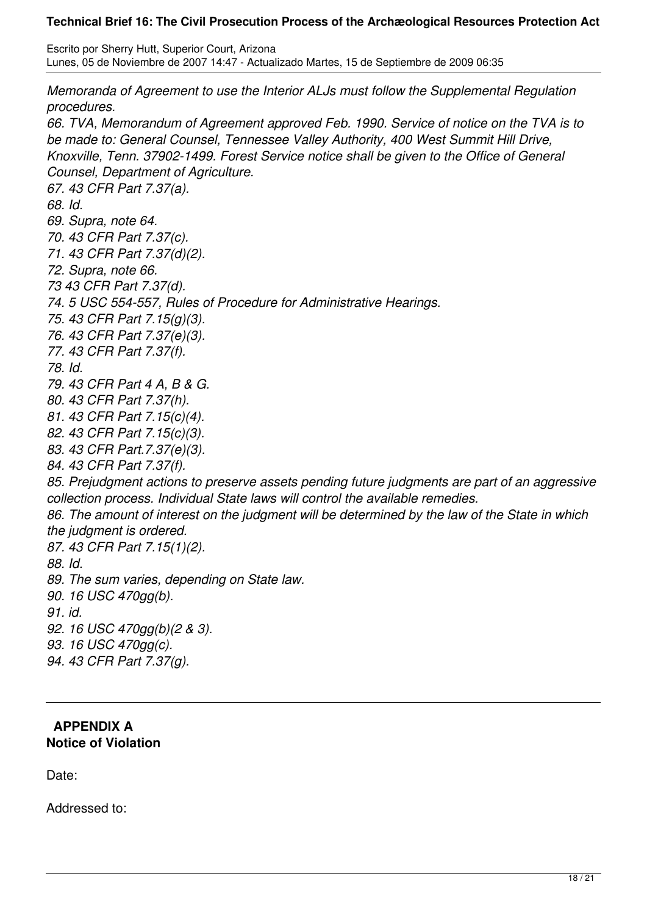*Memoranda of Agreement to use the Interior ALJs must follow the Supplemental Regulation procedures.*

*66. TVA, Memorandum of Agreement approved Feb. 1990. Service of notice on the TVA is to be made to: General Counsel, Tennessee Valley Authority, 400 West Summit Hill Drive, Knoxville, Tenn. 37902-1499. Forest Service notice shall be given to the Office of General Counsel, Department of Agriculture.*

*67. 43 CFR Part 7.37(a).*

*68. Id.*

*69. Supra, note 64.*

*70. 43 CFR Part 7.37(c).*

*71. 43 CFR Part 7.37(d)(2).*

*72. Supra, note 66.*

*73 43 CFR Part 7.37(d).*

*74. 5 USC 554-557, Rules of Procedure for Administrative Hearings.*

*75. 43 CFR Part 7.15(g)(3).*

*76. 43 CFR Part 7.37(e)(3).*

*77. 43 CFR Part 7.37(f).*

*78. Id.*

*79. 43 CFR Part 4 A, B & G.*

*80. 43 CFR Part 7.37(h).*

*81. 43 CFR Part 7.15(c)(4).*

*82. 43 CFR Part 7.15(c)(3).*

*83. 43 CFR Part.7.37(e)(3).*

*84. 43 CFR Part 7.37(f).*

*85. Prejudgment actions to preserve assets pending future judgments are part of an aggressive collection process. Individual State laws will control the available remedies.*

*86. The amount of interest on the judgment will be determined by the law of the State in which the judgment is ordered.*

*87. 43 CFR Part 7.15(1)(2).*

*88. Id.*

*89. The sum varies, depending on State law.*

*90. 16 USC 470gg(b).*

*91. id.*

*92. 16 USC 470gg(b)(2 & 3).*

*93. 16 USC 470gg(c).*

*94. 43 CFR Part 7.37(g).*

---

**APPENDIX A**
**Notice of Violation**

Date:

Addressed to: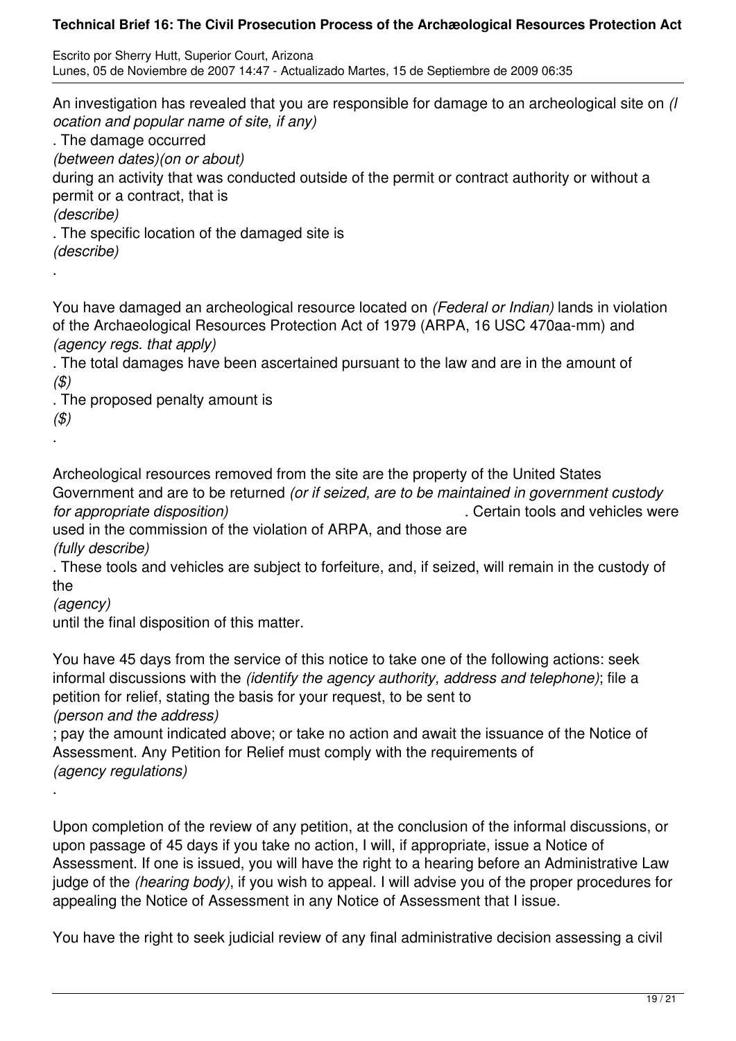An investigation has revealed that you are responsible for damage to an archeological site on *(location and popular name of site, if any)*. The damage occurred *(between dates)(on or about)* during an activity that was conducted outside of the permit or contract authority or without a permit or a contract, that is *(describe)*. The specific location of the damaged site is *(describe)*.

You have damaged an archeological resource located on *(Federal or Indian)* lands in violation of the Archaeological Resources Protection Act of 1979 (ARPA, 16 USC 470aa-mm) and *(agency regs. that apply)*. The total damages have been ascertained pursuant to the law and are in the amount of *($)*. The proposed penalty amount is *($)*.

Archeological resources removed from the site are the property of the United States Government and are to be returned *(or if seized, are to be maintained in government custody for appropriate disposition)*. Certain tools and vehicles were used in the commission of the violation of ARPA, and those are *(fully describe)*. These tools and vehicles are subject to forfeiture, and, if seized, will remain in the custody of the *(agency)* until the final disposition of this matter.

You have 45 days from the service of this notice to take one of the following actions: seek informal discussions with the *(identify the agency authority, address and telephone)*; file a petition for relief, stating the basis for your request, to be sent to *(person and the address)*; pay the amount indicated above; or take no action and await the issuance of the Notice of Assessment. Any Petition for Relief must comply with the requirements of *(agency regulations)*.

Upon completion of the review of any petition, at the conclusion of the informal discussions, or upon passage of 45 days if you take no action, I will, if appropriate, issue a Notice of Assessment. If one is issued, you will have the right to a hearing before an Administrative Law judge of the *(hearing body)*, if you wish to appeal. I will advise you of the proper procedures for appealing the Notice of Assessment in any Notice of Assessment that I issue.

You have the right to seek judicial review of any final administrative decision assessing a civil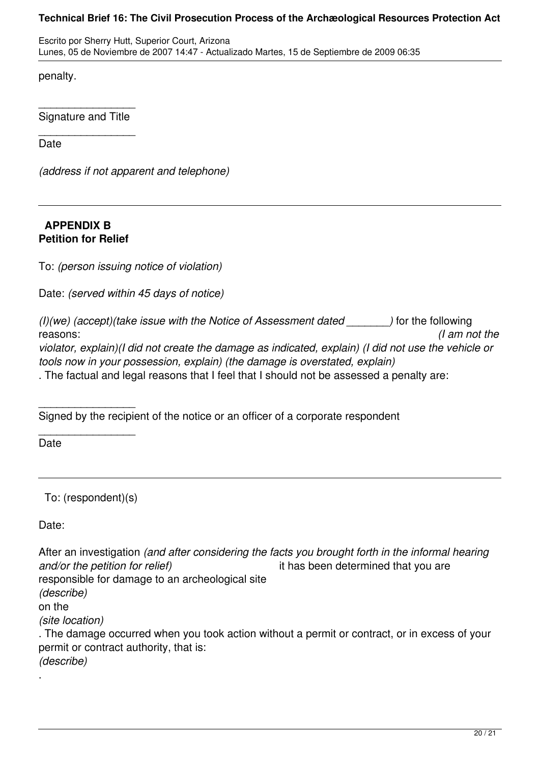penalty.

\_\_\_\_\_\_\_\_\_\_\_\_\_\_\_\_
Signature and Title

\_\_\_\_\_\_\_\_\_\_\_\_\_\_\_\_
Date

*(address if not apparent and telephone)*

---

**APPENDIX B**
**Petition for Relief**

To: *(person issuing notice of violation)*

Date: *(served within 45 days of notice)*

*(I)(we) (accept)(take issue with the Notice of Assessment dated _______)* for the following reasons: *(I am not the violator, explain)(I did not create the damage as indicated, explain) (I did not use the vehicle or tools now in your possession, explain) (the damage is overstated, explain)*
. The factual and legal reasons that I feel that I should not be assessed a penalty are:

\_\_\_\_\_\_\_\_\_\_\_\_\_\_\_\_
Signed by the recipient of the notice or an officer of a corporate respondent

\_\_\_\_\_\_\_\_\_\_\_\_\_\_\_\_
Date

---

To: (respondent)(s)

Date:

After an investigation *(and after considering the facts you brought forth in the informal hearing and/or the petition for relief)* it has been determined that you are responsible for damage to an archeological site
*(describe)*
on the
*(site location)*
. The damage occurred when you took action without a permit or contract, or in excess of your permit or contract authority, that is:
*(describe)*
.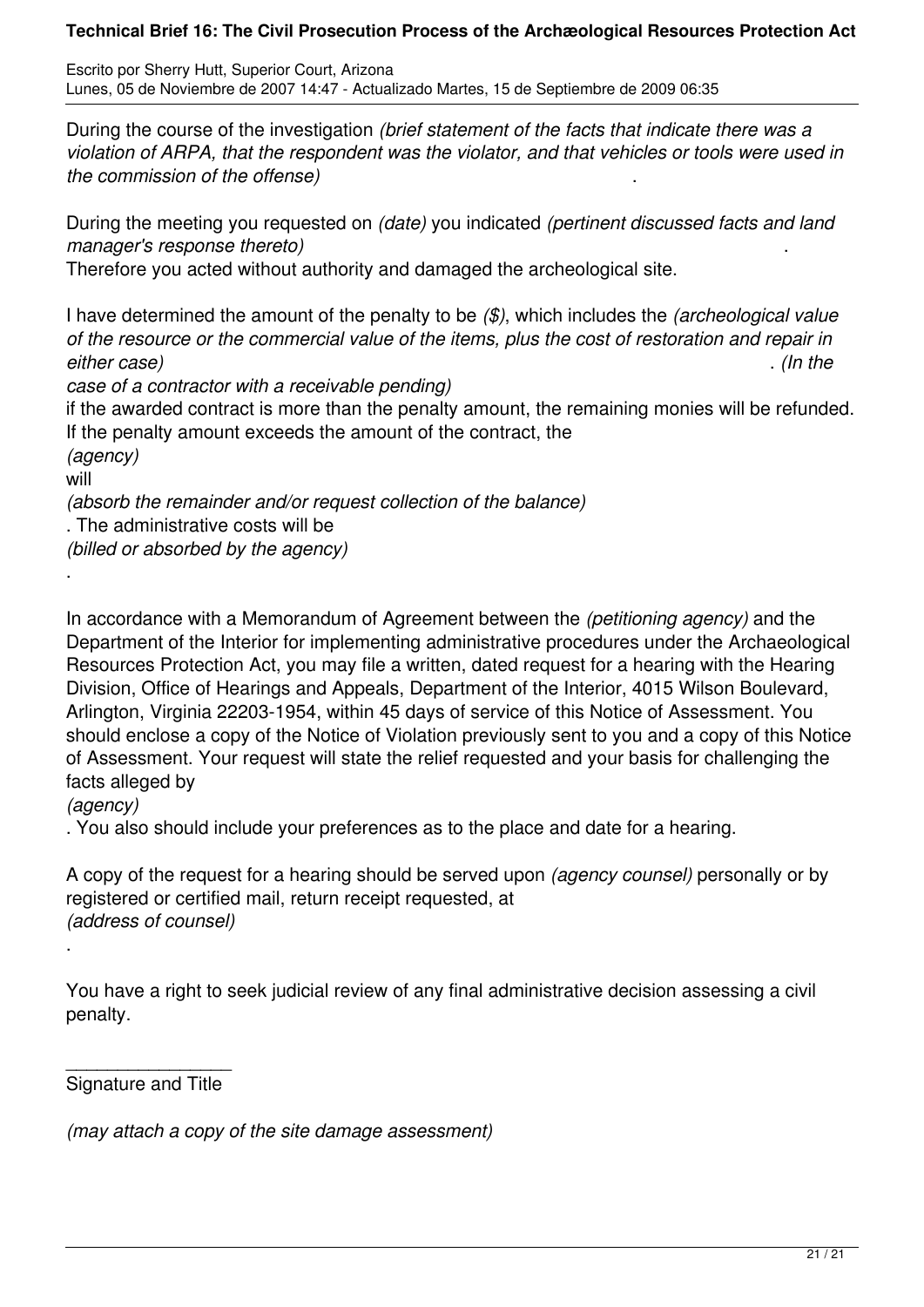During the course of the investigation *(brief statement of the facts that indicate there was a violation of ARPA, that the respondent was the violator, and that vehicles or tools were used in the commission of the offense)* .

During the meeting you requested on *(date)* you indicated *(pertinent discussed facts and land manager's response thereto)* .
Therefore you acted without authority and damaged the archeological site.

I have determined the amount of the penalty to be *($)*, which includes the *(archeological value of the resource or the commercial value of the items, plus the cost of restoration and repair in either case)* . *(In the case of a contractor with a receivable pending)* if the awarded contract is more than the penalty amount, the remaining monies will be refunded. If the penalty amount exceeds the amount of the contract, the *(agency)* will *(absorb the remainder and/or request collection of the balance)*. The administrative costs will be *(billed or absorbed by the agency)*.

In accordance with a Memorandum of Agreement between the *(petitioning agency)* and the Department of the Interior for implementing administrative procedures under the Archaeological Resources Protection Act, you may file a written, dated request for a hearing with the Hearing Division, Office of Hearings and Appeals, Department of the Interior, 4015 Wilson Boulevard, Arlington, Virginia 22203-1954, within 45 days of service of this Notice of Assessment. You should enclose a copy of the Notice of Violation previously sent to you and a copy of this Notice of Assessment. Your request will state the relief requested and your basis for challenging the facts alleged by *(agency)*. You also should include your preferences as to the place and date for a hearing.

A copy of the request for a hearing should be served upon *(agency counsel)* personally or by registered or certified mail, return receipt requested, at *(address of counsel)*.

You have a right to seek judicial review of any final administrative decision assessing a civil penalty.

________________
Signature and Title

*(may attach a copy of the site damage assessment)*